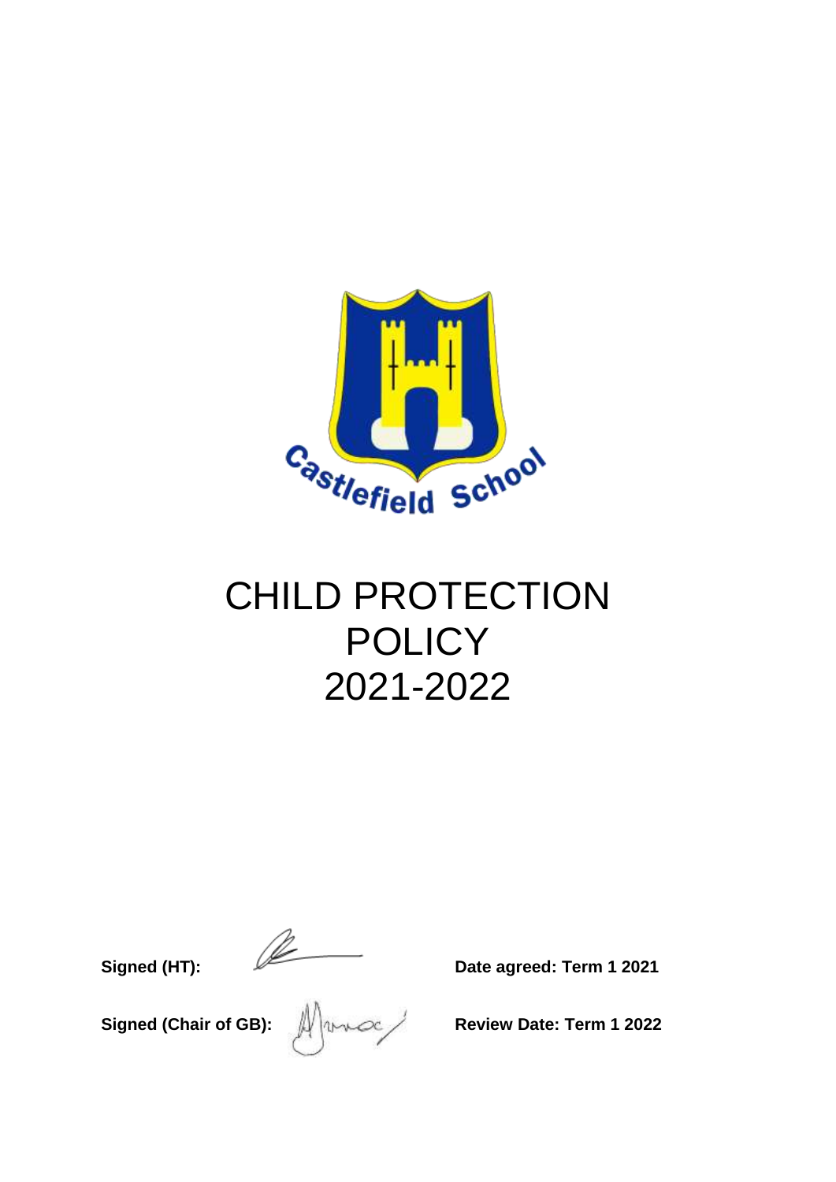# CHILD PROTECTION POLICY 2021-2022

**Signed (HT):** **Date agreed: Term 1 2021**

**Signed (Chair of GB):** **Review Date: Term 1 2022**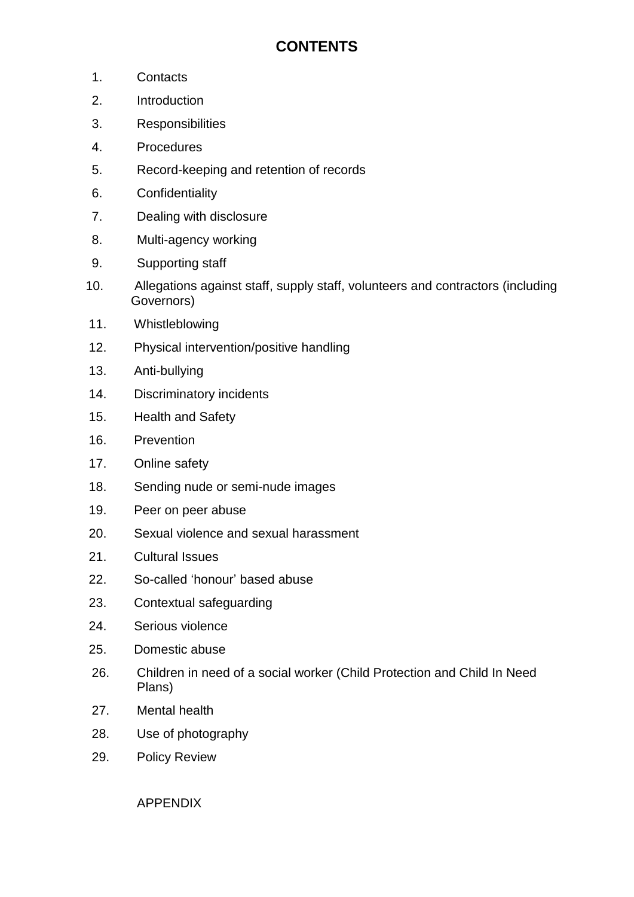# CONTENTS

1. Contacts
2. Introduction
3. Responsibilities
4. Procedures
5. Record-keeping and retention of records
6. Confidentiality
7. Dealing with disclosure
8. Multi-agency working
9. Supporting staff
10. Allegations against staff, supply staff, volunteers and contractors (including Governors)
11. Whistleblowing
12. Physical intervention/positive handling
13. Anti-bullying
14. Discriminatory incidents
15. Health and Safety
16. Prevention
17. Online safety
18. Sending nude or semi-nude images
19. Peer on peer abuse
20. Sexual violence and sexual harassment
21. Cultural Issues
22. So-called ‘honour’ based abuse
23. Contextual safeguarding
24. Serious violence
25. Domestic abuse
26. Children in need of a social worker (Child Protection and Child In Need Plans)
27. Mental health
28. Use of photography
29. Policy Review

APPENDIX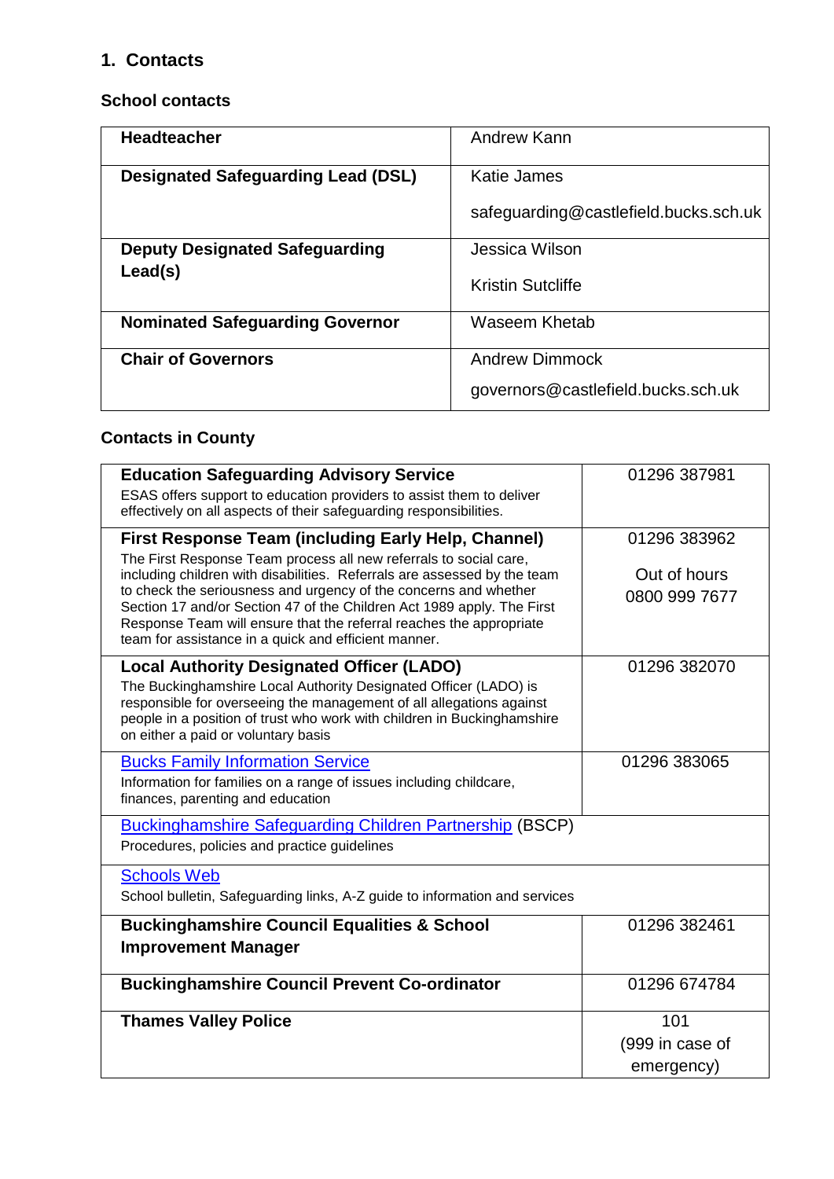## 1. Contacts

### School contacts

| | |
|---|---|
| **Headteacher** | Andrew Kann |
| **Designated Safeguarding Lead (DSL)** | Katie James<br>safeguarding@castlefield.bucks.sch.uk |
| **Deputy Designated Safeguarding Lead(s)** | Jessica Wilson<br>Kristin Sutcliffe |
| **Nominated Safeguarding Governor** | Waseem Khetab |
| **Chair of Governors** | Andrew Dimmock<br>governors@castlefield.bucks.sch.uk |

### Contacts in County

| | |
|---|---|
| **Education Safeguarding Advisory Service**<br>ESAS offers support to education providers to assist them to deliver effectively on all aspects of their safeguarding responsibilities. | 01296 387981 |
| **First Response Team (including Early Help, Channel)**<br>The First Response Team process all new referrals to social care, including children with disabilities. Referrals are assessed by the team to check the seriousness and urgency of the concerns and whether Section 17 and/or Section 47 of the Children Act 1989 apply. The First Response Team will ensure that the referral reaches the appropriate team for assistance in a quick and efficient manner. | 01296 383962<br>Out of hours<br>0800 999 7677 |
| **Local Authority Designated Officer (LADO)**<br>The Buckinghamshire Local Authority Designated Officer (LADO) is responsible for overseeing the management of all allegations against people in a position of trust who work with children in Buckinghamshire on either a paid or voluntary basis | 01296 382070 |
| Bucks Family Information Service<br>Information for families on a range of issues including childcare, finances, parenting and education | 01296 383065 |
| Buckinghamshire Safeguarding Children Partnership (BSCP)<br>Procedures, policies and practice guidelines | |
| Schools Web<br>School bulletin, Safeguarding links, A-Z guide to information and services | |
| **Buckinghamshire Council Equalities & School Improvement Manager** | 01296 382461 |
| **Buckinghamshire Council Prevent Co-ordinator** | 01296 674784 |
| **Thames Valley Police** | 101<br>(999 in case of emergency) |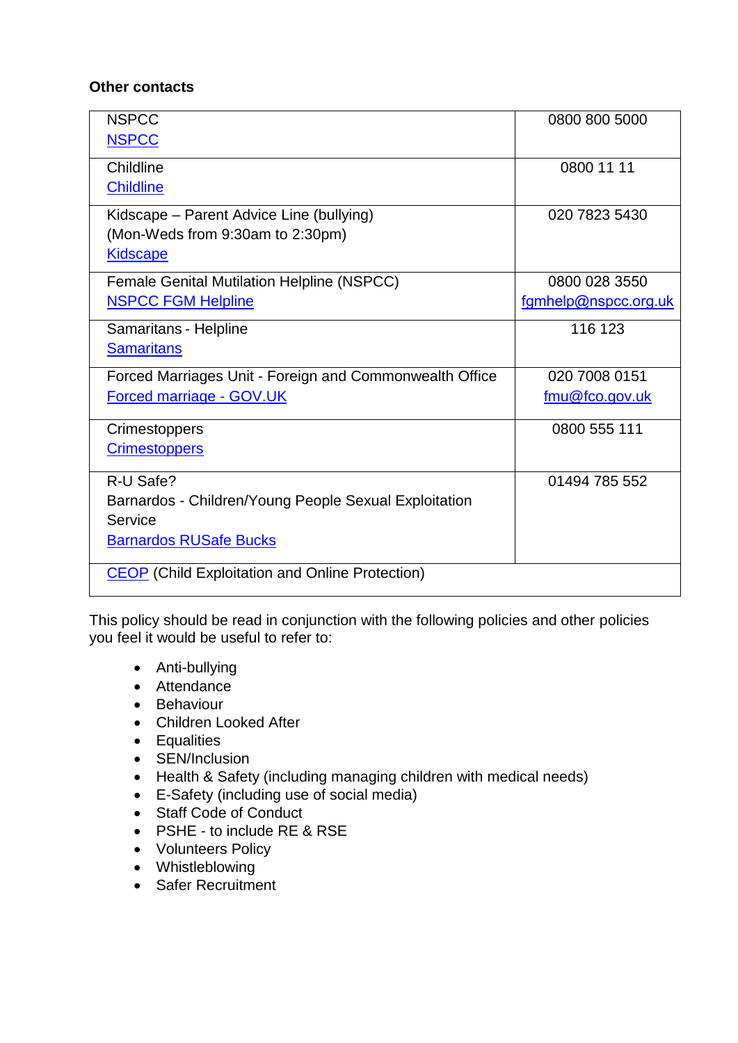**Other contacts**

| | |
|---|---|
| NSPCC<br>NSPCC | 0800 800 5000 |
| Childline<br>Childline | 0800 11 11 |
| Kidscape – Parent Advice Line (bullying)<br>(Mon-Weds from 9:30am to 2:30pm)<br>Kidscape | 020 7823 5430 |
| Female Genital Mutilation Helpline (NSPCC)<br>NSPCC FGM Helpline | 0800 028 3550<br>fgmhelp@nspcc.org.uk |
| Samaritans - Helpline<br>Samaritans | 116 123 |
| Forced Marriages Unit - Foreign and Commonwealth Office<br>Forced marriage - GOV.UK | 020 7008 0151<br>fmu@fco.gov.uk |
| Crimestoppers<br>Crimestoppers | 0800 555 111 |
| R-U Safe?<br>Barnardos - Children/Young People Sexual Exploitation Service<br>Barnardos RUSafe Bucks | 01494 785 552 |
| CEOP (Child Exploitation and Online Protection) | |

This policy should be read in conjunction with the following policies and other policies you feel it would be useful to refer to:

- Anti-bullying
- Attendance
- Behaviour
- Children Looked After
- Equalities
- SEN/Inclusion
- Health & Safety (including managing children with medical needs)
- E-Safety (including use of social media)
- Staff Code of Conduct
- PSHE - to include RE & RSE
- Volunteers Policy
- Whistleblowing
- Safer Recruitment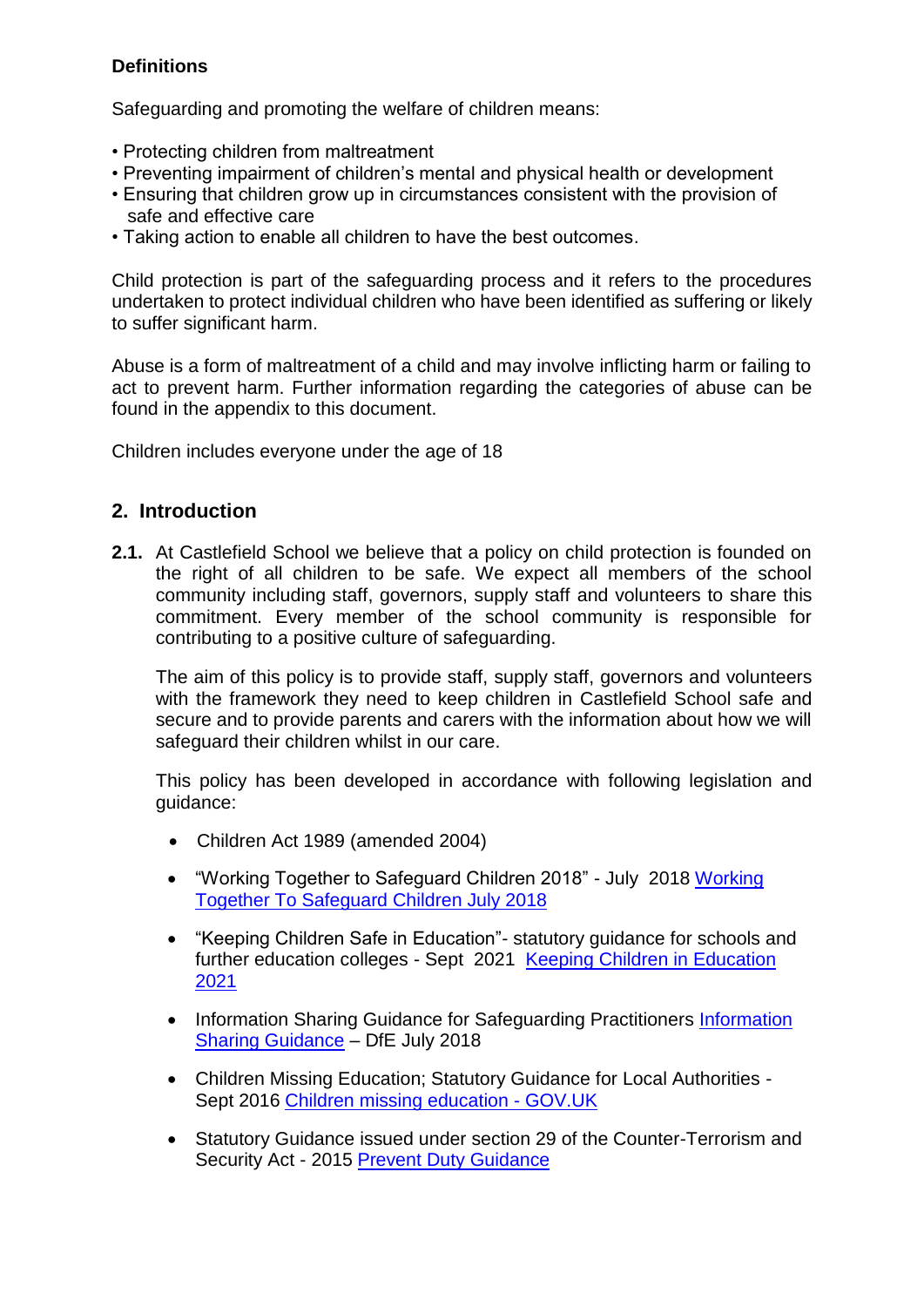**Definitions**

Safeguarding and promoting the welfare of children means:

- Protecting children from maltreatment
- Preventing impairment of children's mental and physical health or development
- Ensuring that children grow up in circumstances consistent with the provision of safe and effective care
- Taking action to enable all children to have the best outcomes.

Child protection is part of the safeguarding process and it refers to the procedures undertaken to protect individual children who have been identified as suffering or likely to suffer significant harm.

Abuse is a form of maltreatment of a child and may involve inflicting harm or failing to act to prevent harm. Further information regarding the categories of abuse can be found in the appendix to this document.

Children includes everyone under the age of 18

## 2. Introduction

**2.1.** At Castlefield School we believe that a policy on child protection is founded on the right of all children to be safe. We expect all members of the school community including staff, governors, supply staff and volunteers to share this commitment. Every member of the school community is responsible for contributing to a positive culture of safeguarding.

The aim of this policy is to provide staff, supply staff, governors and volunteers with the framework they need to keep children in Castlefield School safe and secure and to provide parents and carers with the information about how we will safeguard their children whilst in our care.

This policy has been developed in accordance with following legislation and guidance:

- Children Act 1989 (amended 2004)
- "Working Together to Safeguard Children 2018" - July 2018 Working Together To Safeguard Children July 2018
- "Keeping Children Safe in Education"- statutory guidance for schools and further education colleges - Sept 2021 Keeping Children in Education 2021
- Information Sharing Guidance for Safeguarding Practitioners Information Sharing Guidance – DfE July 2018
- Children Missing Education; Statutory Guidance for Local Authorities - Sept 2016 Children missing education - GOV.UK
- Statutory Guidance issued under section 29 of the Counter-Terrorism and Security Act - 2015 Prevent Duty Guidance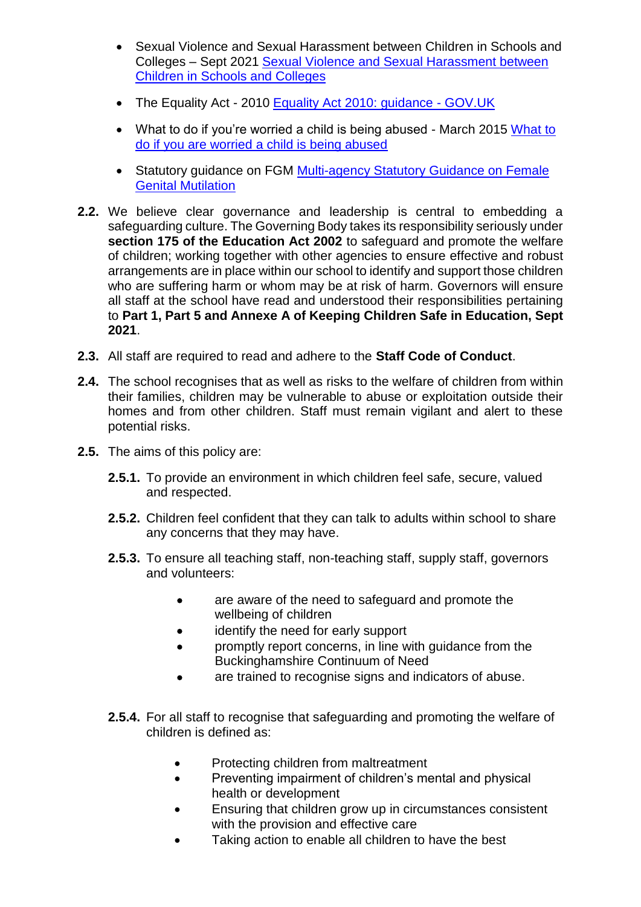- Sexual Violence and Sexual Harassment between Children in Schools and Colleges – Sept 2021 [Sexual Violence and Sexual Harassment between Children in Schools and Colleges]()
- The Equality Act - 2010 [Equality Act 2010: guidance - GOV.UK]()
- What to do if you're worried a child is being abused - March 2015 [What to do if you are worried a child is being abused]()
- Statutory guidance on FGM [Multi-agency Statutory Guidance on Female Genital Mutilation]()

**2.2.** We believe clear governance and leadership is central to embedding a safeguarding culture. The Governing Body takes its responsibility seriously under **section 175 of the Education Act 2002** to safeguard and promote the welfare of children; working together with other agencies to ensure effective and robust arrangements are in place within our school to identify and support those children who are suffering harm or whom may be at risk of harm. Governors will ensure all staff at the school have read and understood their responsibilities pertaining to **Part 1, Part 5 and Annexe A of Keeping Children Safe in Education, Sept 2021**.

**2.3.** All staff are required to read and adhere to the **Staff Code of Conduct**.

**2.4.** The school recognises that as well as risks to the welfare of children from within their families, children may be vulnerable to abuse or exploitation outside their homes and from other children. Staff must remain vigilant and alert to these potential risks.

**2.5.** The aims of this policy are:

**2.5.1.** To provide an environment in which children feel safe, secure, valued and respected.

**2.5.2.** Children feel confident that they can talk to adults within school to share any concerns that they may have.

**2.5.3.** To ensure all teaching staff, non-teaching staff, supply staff, governors and volunteers:

- are aware of the need to safeguard and promote the wellbeing of children
- identify the need for early support
- promptly report concerns, in line with guidance from the Buckinghamshire Continuum of Need
- are trained to recognise signs and indicators of abuse.

**2.5.4.** For all staff to recognise that safeguarding and promoting the welfare of children is defined as:

- Protecting children from maltreatment
- Preventing impairment of children's mental and physical health or development
- Ensuring that children grow up in circumstances consistent with the provision and effective care
- Taking action to enable all children to have the best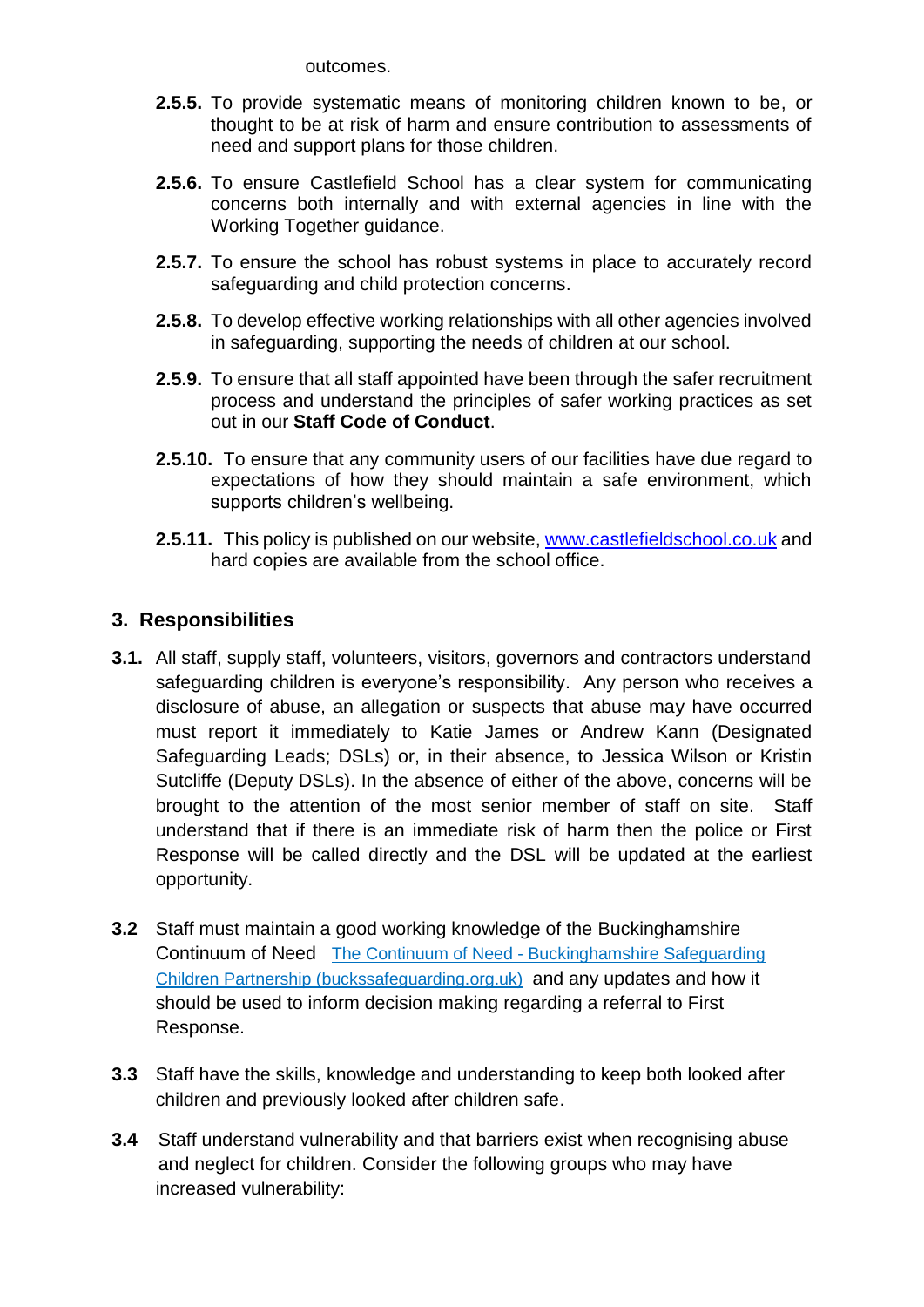outcomes.

**2.5.5.** To provide systematic means of monitoring children known to be, or thought to be at risk of harm and ensure contribution to assessments of need and support plans for those children.

**2.5.6.** To ensure Castlefield School has a clear system for communicating concerns both internally and with external agencies in line with the Working Together guidance.

**2.5.7.** To ensure the school has robust systems in place to accurately record safeguarding and child protection concerns.

**2.5.8.** To develop effective working relationships with all other agencies involved in safeguarding, supporting the needs of children at our school.

**2.5.9.** To ensure that all staff appointed have been through the safer recruitment process and understand the principles of safer working practices as set out in our **Staff Code of Conduct**.

**2.5.10.** To ensure that any community users of our facilities have due regard to expectations of how they should maintain a safe environment, which supports children's wellbeing.

**2.5.11.** This policy is published on our website, [www.castlefieldschool.co.uk](www.castlefieldschool.co.uk) and hard copies are available from the school office.

## 3. Responsibilities

**3.1.** All staff, supply staff, volunteers, visitors, governors and contractors understand safeguarding children is everyone's responsibility. Any person who receives a disclosure of abuse, an allegation or suspects that abuse may have occurred must report it immediately to Katie James or Andrew Kann (Designated Safeguarding Leads; DSLs) or, in their absence, to Jessica Wilson or Kristin Sutcliffe (Deputy DSLs). In the absence of either of the above, concerns will be brought to the attention of the most senior member of staff on site. Staff understand that if there is an immediate risk of harm then the police or First Response will be called directly and the DSL will be updated at the earliest opportunity.

**3.2** Staff must maintain a good working knowledge of the Buckinghamshire Continuum of Need [The Continuum of Need - Buckinghamshire Safeguarding Children Partnership (buckssafeguarding.org.uk)](buckssafeguarding.org.uk) and any updates and how it should be used to inform decision making regarding a referral to First Response.

**3.3** Staff have the skills, knowledge and understanding to keep both looked after children and previously looked after children safe.

**3.4** Staff understand vulnerability and that barriers exist when recognising abuse and neglect for children. Consider the following groups who may have increased vulnerability: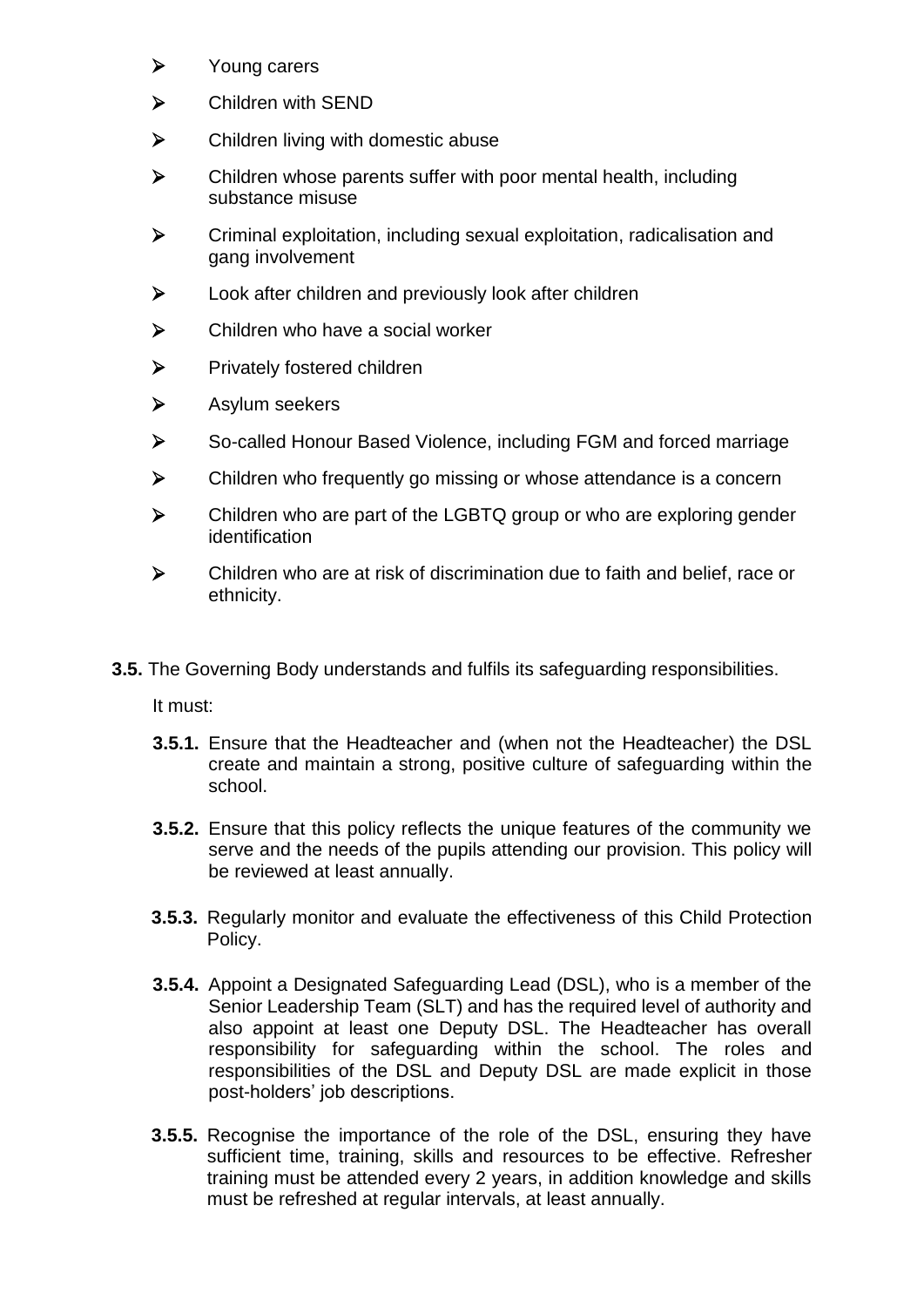- Young carers
- Children with SEND
- Children living with domestic abuse
- Children whose parents suffer with poor mental health, including substance misuse
- Criminal exploitation, including sexual exploitation, radicalisation and gang involvement
- Look after children and previously look after children
- Children who have a social worker
- Privately fostered children
- Asylum seekers
- So-called Honour Based Violence, including FGM and forced marriage
- Children who frequently go missing or whose attendance is a concern
- Children who are part of the LGBTQ group or who are exploring gender identification
- Children who are at risk of discrimination due to faith and belief, race or ethnicity.

**3.5.** The Governing Body understands and fulfils its safeguarding responsibilities.

It must:

**3.5.1.** Ensure that the Headteacher and (when not the Headteacher) the DSL create and maintain a strong, positive culture of safeguarding within the school.

**3.5.2.** Ensure that this policy reflects the unique features of the community we serve and the needs of the pupils attending our provision. This policy will be reviewed at least annually.

**3.5.3.** Regularly monitor and evaluate the effectiveness of this Child Protection Policy.

**3.5.4.** Appoint a Designated Safeguarding Lead (DSL), who is a member of the Senior Leadership Team (SLT) and has the required level of authority and also appoint at least one Deputy DSL. The Headteacher has overall responsibility for safeguarding within the school. The roles and responsibilities of the DSL and Deputy DSL are made explicit in those post-holders' job descriptions.

**3.5.5.** Recognise the importance of the role of the DSL, ensuring they have sufficient time, training, skills and resources to be effective. Refresher training must be attended every 2 years, in addition knowledge and skills must be refreshed at regular intervals, at least annually.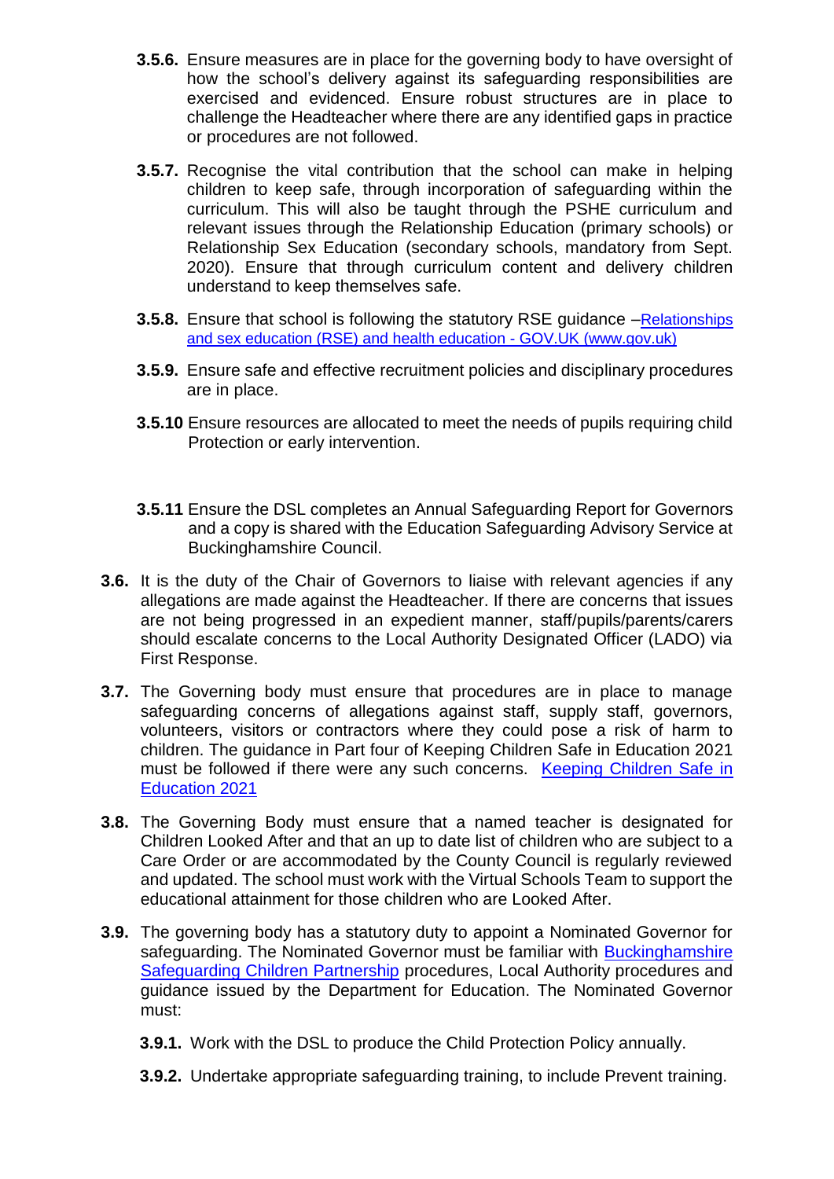**3.5.6.** Ensure measures are in place for the governing body to have oversight of how the school's delivery against its safeguarding responsibilities are exercised and evidenced. Ensure robust structures are in place to challenge the Headteacher where there are any identified gaps in practice or procedures are not followed.

**3.5.7.** Recognise the vital contribution that the school can make in helping children to keep safe, through incorporation of safeguarding within the curriculum. This will also be taught through the PSHE curriculum and relevant issues through the Relationship Education (primary schools) or Relationship Sex Education (secondary schools, mandatory from Sept. 2020). Ensure that through curriculum content and delivery children understand to keep themselves safe.

**3.5.8.** Ensure that school is following the statutory RSE guidance –[Relationships and sex education (RSE) and health education - GOV.UK (www.gov.uk)]()

**3.5.9.** Ensure safe and effective recruitment policies and disciplinary procedures are in place.

**3.5.10** Ensure resources are allocated to meet the needs of pupils requiring child Protection or early intervention.

**3.5.11** Ensure the DSL completes an Annual Safeguarding Report for Governors and a copy is shared with the Education Safeguarding Advisory Service at Buckinghamshire Council.

**3.6.** It is the duty of the Chair of Governors to liaise with relevant agencies if any allegations are made against the Headteacher. If there are concerns that issues are not being progressed in an expedient manner, staff/pupils/parents/carers should escalate concerns to the Local Authority Designated Officer (LADO) via First Response.

**3.7.** The Governing body must ensure that procedures are in place to manage safeguarding concerns of allegations against staff, supply staff, governors, volunteers, visitors or contractors where they could pose a risk of harm to children. The guidance in Part four of Keeping Children Safe in Education 2021 must be followed if there were any such concerns. [Keeping Children Safe in Education 2021]()

**3.8.** The Governing Body must ensure that a named teacher is designated for Children Looked After and that an up to date list of children who are subject to a Care Order or are accommodated by the County Council is regularly reviewed and updated. The school must work with the Virtual Schools Team to support the educational attainment for those children who are Looked After.

**3.9.** The governing body has a statutory duty to appoint a Nominated Governor for safeguarding. The Nominated Governor must be familiar with [Buckinghamshire Safeguarding Children Partnership]() procedures, Local Authority procedures and guidance issued by the Department for Education. The Nominated Governor must:

**3.9.1.** Work with the DSL to produce the Child Protection Policy annually.

**3.9.2.** Undertake appropriate safeguarding training, to include Prevent training.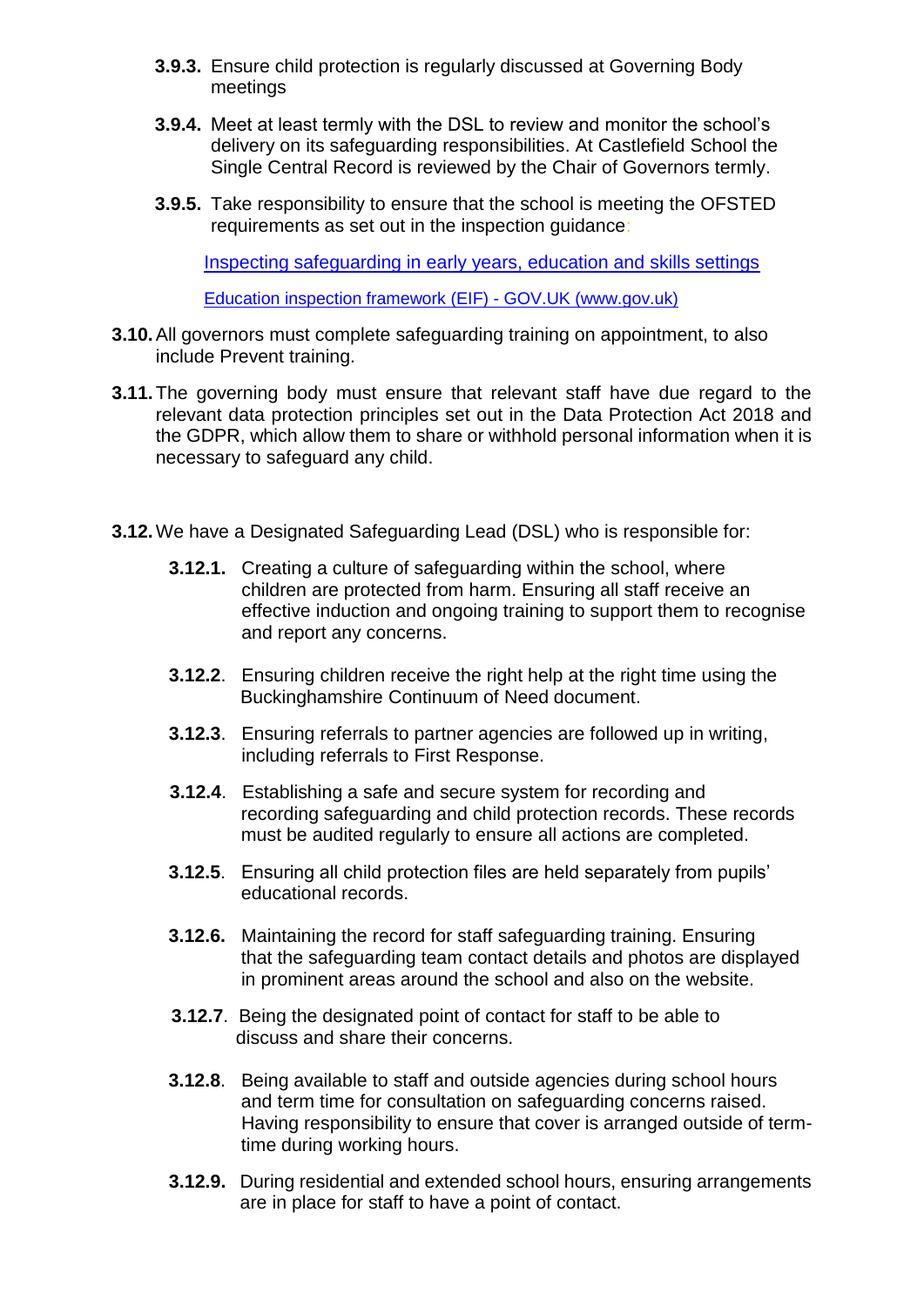**3.9.3.** Ensure child protection is regularly discussed at Governing Body meetings

**3.9.4.** Meet at least termly with the DSL to review and monitor the school's delivery on its safeguarding responsibilities. At Castlefield School the Single Central Record is reviewed by the Chair of Governors termly.

**3.9.5.** Take responsibility to ensure that the school is meeting the OFSTED requirements as set out in the inspection guidance:

Inspecting safeguarding in early years, education and skills settings

Education inspection framework (EIF) - GOV.UK (www.gov.uk)

**3.10.** All governors must complete safeguarding training on appointment, to also include Prevent training.

**3.11.** The governing body must ensure that relevant staff have due regard to the relevant data protection principles set out in the Data Protection Act 2018 and the GDPR, which allow them to share or withhold personal information when it is necessary to safeguard any child.

**3.12.** We have a Designated Safeguarding Lead (DSL) who is responsible for:

**3.12.1.** Creating a culture of safeguarding within the school, where children are protected from harm. Ensuring all staff receive an effective induction and ongoing training to support them to recognise and report any concerns.

**3.12.2**. Ensuring children receive the right help at the right time using the Buckinghamshire Continuum of Need document.

**3.12.3**. Ensuring referrals to partner agencies are followed up in writing, including referrals to First Response.

**3.12.4**. Establishing a safe and secure system for recording and recording safeguarding and child protection records. These records must be audited regularly to ensure all actions are completed.

**3.12.5**. Ensuring all child protection files are held separately from pupils' educational records.

**3.12.6.** Maintaining the record for staff safeguarding training. Ensuring that the safeguarding team contact details and photos are displayed in prominent areas around the school and also on the website.

**3.12.7**. Being the designated point of contact for staff to be able to discuss and share their concerns.

**3.12.8**. Being available to staff and outside agencies during school hours and term time for consultation on safeguarding concerns raised. Having responsibility to ensure that cover is arranged outside of term-time during working hours.

**3.12.9.** During residential and extended school hours, ensuring arrangements are in place for staff to have a point of contact.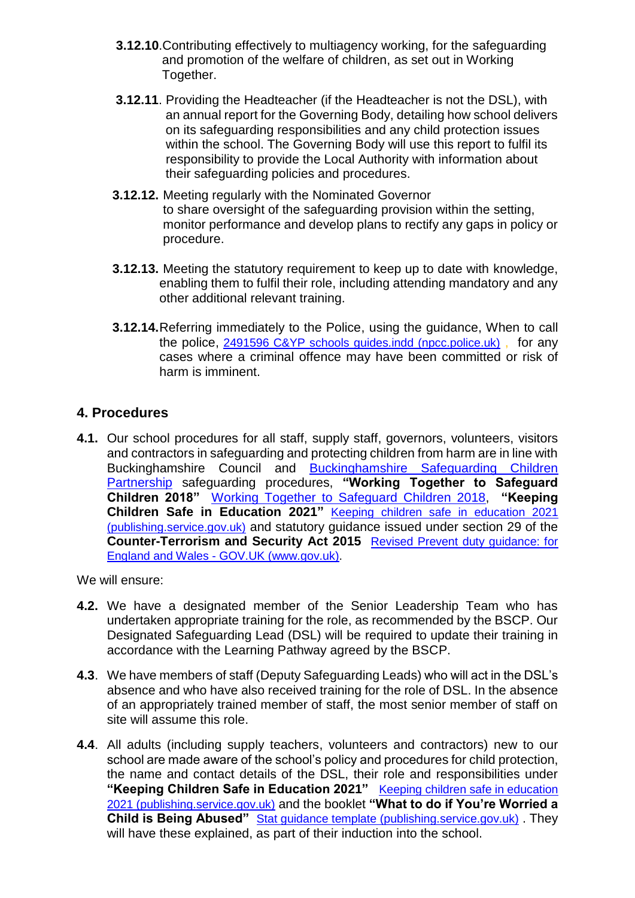**3.12.10**.Contributing effectively to multiagency working, for the safeguarding and promotion of the welfare of children, as set out in Working Together.

**3.12.11**. Providing the Headteacher (if the Headteacher is not the DSL), with an annual report for the Governing Body, detailing how school delivers on its safeguarding responsibilities and any child protection issues within the school. The Governing Body will use this report to fulfil its responsibility to provide the Local Authority with information about their safeguarding policies and procedures.

**3.12.12.** Meeting regularly with the Nominated Governor to share oversight of the safeguarding provision within the setting, monitor performance and develop plans to rectify any gaps in policy or procedure.

**3.12.13.** Meeting the statutory requirement to keep up to date with knowledge, enabling them to fulfil their role, including attending mandatory and any other additional relevant training.

**3.12.14.**Referring immediately to the Police, using the guidance, When to call the police, 2491596 C&YP schools guides.indd (npcc.police.uk) , for any cases where a criminal offence may have been committed or risk of harm is imminent.

## 4. Procedures

**4.1.** Our school procedures for all staff, supply staff, governors, volunteers, visitors and contractors in safeguarding and protecting children from harm are in line with Buckinghamshire Council and Buckinghamshire Safeguarding Children Partnership safeguarding procedures, **"Working Together to Safeguard Children 2018"** Working Together to Safeguard Children 2018, **"Keeping Children Safe in Education 2021"** Keeping children safe in education 2021 (publishing.service.gov.uk) and statutory guidance issued under section 29 of the **Counter-Terrorism and Security Act 2015** Revised Prevent duty guidance: for England and Wales - GOV.UK (www.gov.uk).

We will ensure:

**4.2.** We have a designated member of the Senior Leadership Team who has undertaken appropriate training for the role, as recommended by the BSCP. Our Designated Safeguarding Lead (DSL) will be required to update their training in accordance with the Learning Pathway agreed by the BSCP.

**4.3**. We have members of staff (Deputy Safeguarding Leads) who will act in the DSL's absence and who have also received training for the role of DSL. In the absence of an appropriately trained member of staff, the most senior member of staff on site will assume this role.

**4.4**. All adults (including supply teachers, volunteers and contractors) new to our school are made aware of the school's policy and procedures for child protection, the name and contact details of the DSL, their role and responsibilities under **"Keeping Children Safe in Education 2021"** Keeping children safe in education 2021 (publishing.service.gov.uk) and the booklet **"What to do if You're Worried a Child is Being Abused"** Stat guidance template (publishing.service.gov.uk) . They will have these explained, as part of their induction into the school.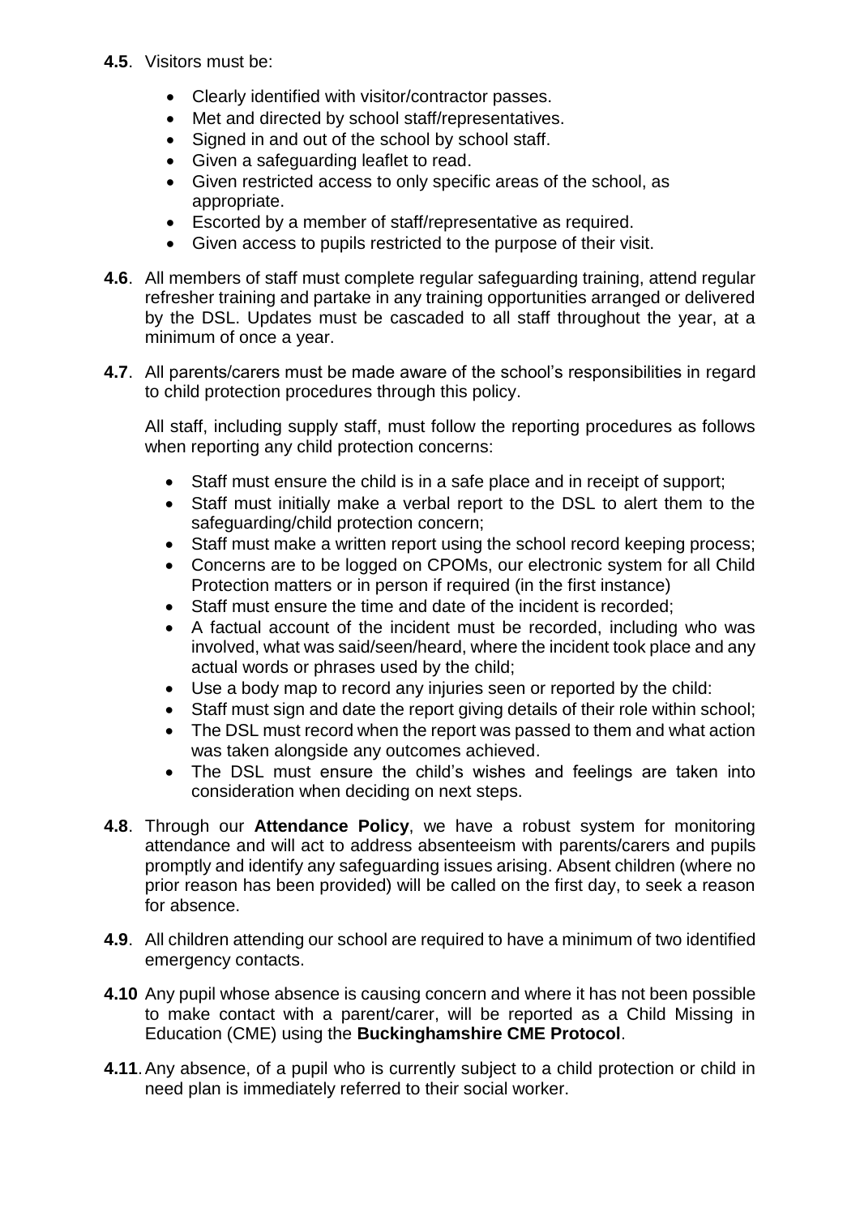**4.5**. Visitors must be:

- Clearly identified with visitor/contractor passes.
- Met and directed by school staff/representatives.
- Signed in and out of the school by school staff.
- Given a safeguarding leaflet to read.
- Given restricted access to only specific areas of the school, as appropriate.
- Escorted by a member of staff/representative as required.
- Given access to pupils restricted to the purpose of their visit.

**4.6**. All members of staff must complete regular safeguarding training, attend regular refresher training and partake in any training opportunities arranged or delivered by the DSL. Updates must be cascaded to all staff throughout the year, at a minimum of once a year.

**4.7**. All parents/carers must be made aware of the school's responsibilities in regard to child protection procedures through this policy.

All staff, including supply staff, must follow the reporting procedures as follows when reporting any child protection concerns:

- Staff must ensure the child is in a safe place and in receipt of support;
- Staff must initially make a verbal report to the DSL to alert them to the safeguarding/child protection concern;
- Staff must make a written report using the school record keeping process;
- Concerns are to be logged on CPOMs, our electronic system for all Child Protection matters or in person if required (in the first instance)
- Staff must ensure the time and date of the incident is recorded;
- A factual account of the incident must be recorded, including who was involved, what was said/seen/heard, where the incident took place and any actual words or phrases used by the child;
- Use a body map to record any injuries seen or reported by the child:
- Staff must sign and date the report giving details of their role within school;
- The DSL must record when the report was passed to them and what action was taken alongside any outcomes achieved.
- The DSL must ensure the child's wishes and feelings are taken into consideration when deciding on next steps.

**4.8**. Through our **Attendance Policy**, we have a robust system for monitoring attendance and will act to address absenteeism with parents/carers and pupils promptly and identify any safeguarding issues arising. Absent children (where no prior reason has been provided) will be called on the first day, to seek a reason for absence.

**4.9**. All children attending our school are required to have a minimum of two identified emergency contacts.

**4.10** Any pupil whose absence is causing concern and where it has not been possible to make contact with a parent/carer, will be reported as a Child Missing in Education (CME) using the **Buckinghamshire CME Protocol**.

**4.11**. Any absence, of a pupil who is currently subject to a child protection or child in need plan is immediately referred to their social worker.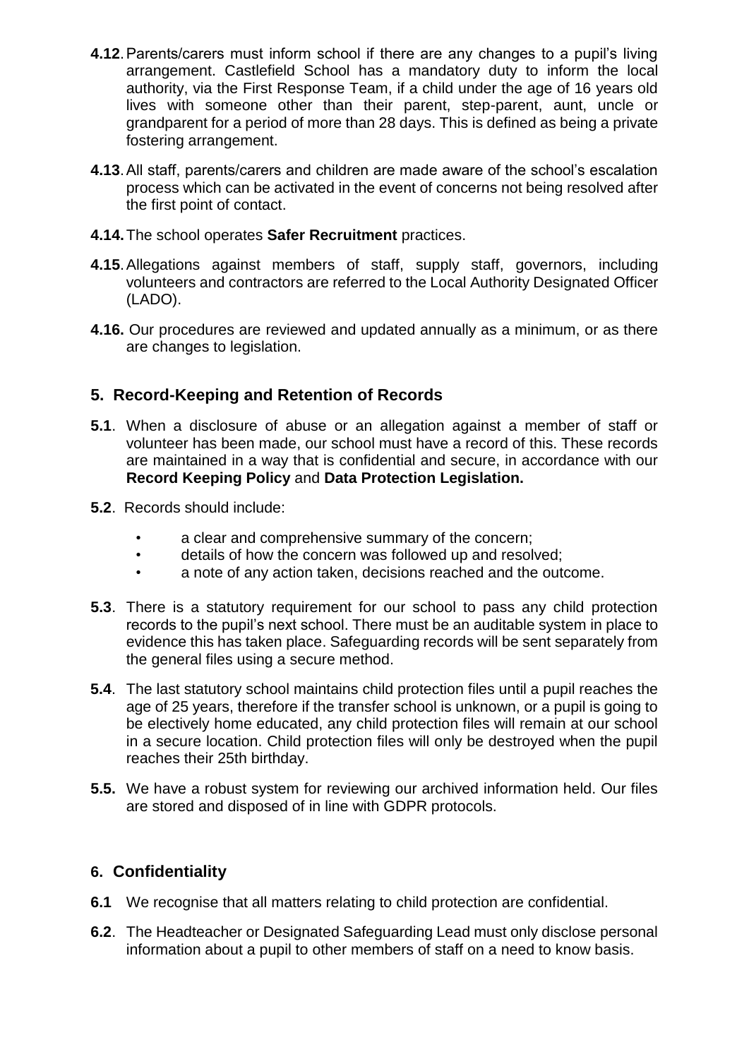**4.12**. Parents/carers must inform school if there are any changes to a pupil's living arrangement. Castlefield School has a mandatory duty to inform the local authority, via the First Response Team, if a child under the age of 16 years old lives with someone other than their parent, step-parent, aunt, uncle or grandparent for a period of more than 28 days. This is defined as being a private fostering arrangement.

**4.13**. All staff, parents/carers and children are made aware of the school's escalation process which can be activated in the event of concerns not being resolved after the first point of contact.

**4.14.** The school operates **Safer Recruitment** practices.

**4.15**. Allegations against members of staff, supply staff, governors, including volunteers and contractors are referred to the Local Authority Designated Officer (LADO).

**4.16.** Our procedures are reviewed and updated annually as a minimum, or as there are changes to legislation.

## 5. Record-Keeping and Retention of Records

**5.1**. When a disclosure of abuse or an allegation against a member of staff or volunteer has been made, our school must have a record of this. These records are maintained in a way that is confidential and secure, in accordance with our **Record Keeping Policy** and **Data Protection Legislation.**

**5.2**. Records should include:

- a clear and comprehensive summary of the concern;
- details of how the concern was followed up and resolved;
- a note of any action taken, decisions reached and the outcome.

**5.3**. There is a statutory requirement for our school to pass any child protection records to the pupil's next school. There must be an auditable system in place to evidence this has taken place. Safeguarding records will be sent separately from the general files using a secure method.

**5.4**. The last statutory school maintains child protection files until a pupil reaches the age of 25 years, therefore if the transfer school is unknown, or a pupil is going to be electively home educated, any child protection files will remain at our school in a secure location. Child protection files will only be destroyed when the pupil reaches their 25th birthday.

**5.5.** We have a robust system for reviewing our archived information held. Our files are stored and disposed of in line with GDPR protocols.

## 6. Confidentiality

**6.1** We recognise that all matters relating to child protection are confidential.

**6.2**. The Headteacher or Designated Safeguarding Lead must only disclose personal information about a pupil to other members of staff on a need to know basis.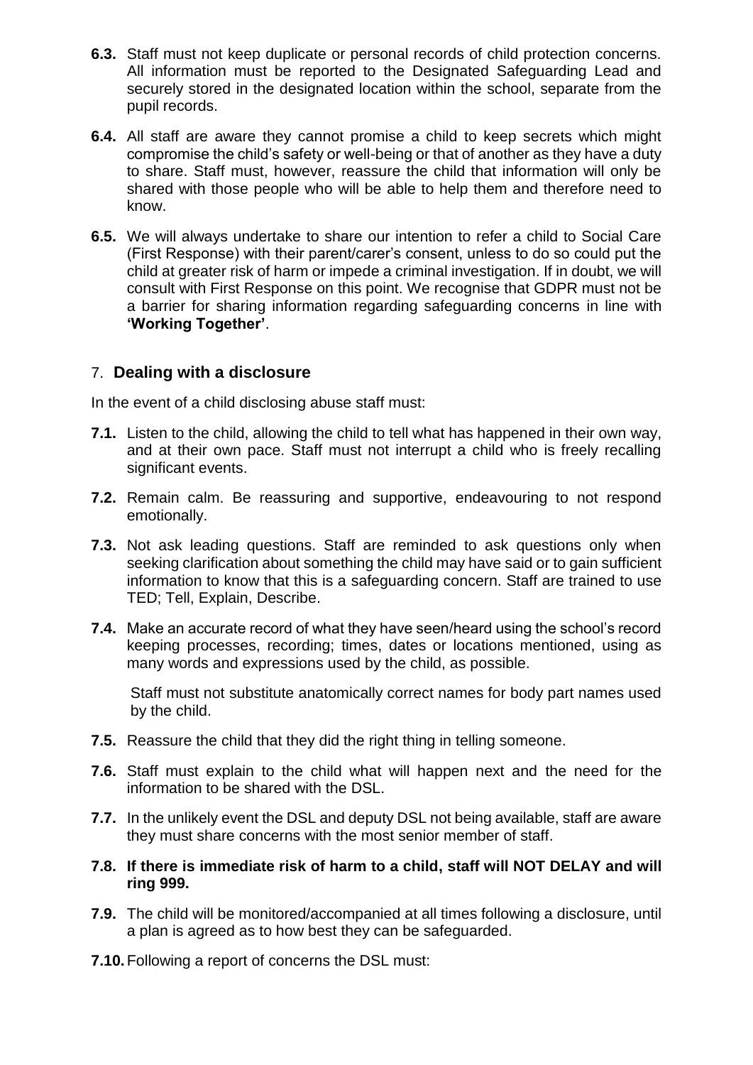**6.3.** Staff must not keep duplicate or personal records of child protection concerns. All information must be reported to the Designated Safeguarding Lead and securely stored in the designated location within the school, separate from the pupil records.

**6.4.** All staff are aware they cannot promise a child to keep secrets which might compromise the child's safety or well-being or that of another as they have a duty to share. Staff must, however, reassure the child that information will only be shared with those people who will be able to help them and therefore need to know.

**6.5.** We will always undertake to share our intention to refer a child to Social Care (First Response) with their parent/carer's consent, unless to do so could put the child at greater risk of harm or impede a criminal investigation. If in doubt, we will consult with First Response on this point. We recognise that GDPR must not be a barrier for sharing information regarding safeguarding concerns in line with **'Working Together'**.

## 7. Dealing with a disclosure

In the event of a child disclosing abuse staff must:

**7.1.** Listen to the child, allowing the child to tell what has happened in their own way, and at their own pace. Staff must not interrupt a child who is freely recalling significant events.

**7.2.** Remain calm. Be reassuring and supportive, endeavouring to not respond emotionally.

**7.3.** Not ask leading questions. Staff are reminded to ask questions only when seeking clarification about something the child may have said or to gain sufficient information to know that this is a safeguarding concern. Staff are trained to use TED; Tell, Explain, Describe.

**7.4.** Make an accurate record of what they have seen/heard using the school's record keeping processes, recording; times, dates or locations mentioned, using as many words and expressions used by the child, as possible.

Staff must not substitute anatomically correct names for body part names used by the child.

**7.5.** Reassure the child that they did the right thing in telling someone.

**7.6.** Staff must explain to the child what will happen next and the need for the information to be shared with the DSL.

**7.7.** In the unlikely event the DSL and deputy DSL not being available, staff are aware they must share concerns with the most senior member of staff.

**7.8. If there is immediate risk of harm to a child, staff will NOT DELAY and will ring 999.**

**7.9.** The child will be monitored/accompanied at all times following a disclosure, until a plan is agreed as to how best they can be safeguarded.

**7.10.** Following a report of concerns the DSL must: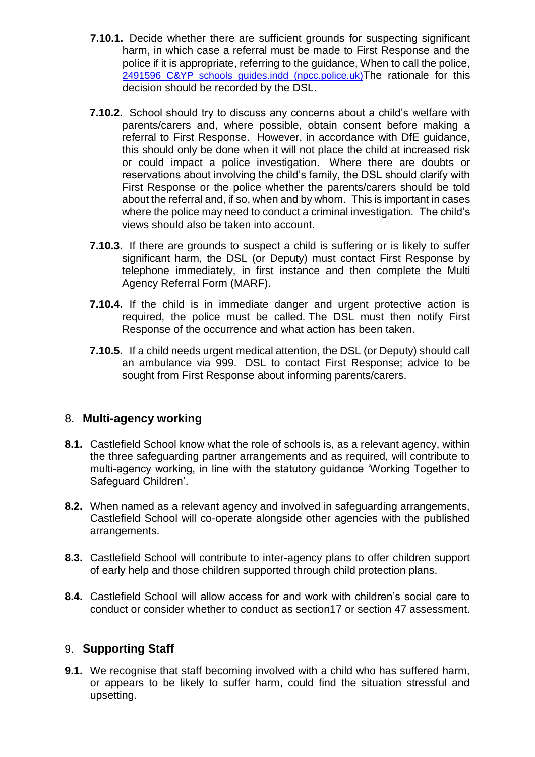**7.10.1.** Decide whether there are sufficient grounds for suspecting significant harm, in which case a referral must be made to First Response and the police if it is appropriate, referring to the guidance, When to call the police, 2491596 C&YP schools guides.indd (npcc.police.uk)The rationale for this decision should be recorded by the DSL.

**7.10.2.** School should try to discuss any concerns about a child's welfare with parents/carers and, where possible, obtain consent before making a referral to First Response. However, in accordance with DfE guidance, this should only be done when it will not place the child at increased risk or could impact a police investigation. Where there are doubts or reservations about involving the child's family, the DSL should clarify with First Response or the police whether the parents/carers should be told about the referral and, if so, when and by whom. This is important in cases where the police may need to conduct a criminal investigation. The child's views should also be taken into account.

**7.10.3.** If there are grounds to suspect a child is suffering or is likely to suffer significant harm, the DSL (or Deputy) must contact First Response by telephone immediately, in first instance and then complete the Multi Agency Referral Form (MARF).

**7.10.4.** If the child is in immediate danger and urgent protective action is required, the police must be called. The DSL must then notify First Response of the occurrence and what action has been taken.

**7.10.5.** If a child needs urgent medical attention, the DSL (or Deputy) should call an ambulance via 999. DSL to contact First Response; advice to be sought from First Response about informing parents/carers.

## 8. Multi-agency working

**8.1.** Castlefield School know what the role of schools is, as a relevant agency, within the three safeguarding partner arrangements and as required, will contribute to multi-agency working, in line with the statutory guidance 'Working Together to Safeguard Children'.

**8.2.** When named as a relevant agency and involved in safeguarding arrangements, Castlefield School will co-operate alongside other agencies with the published arrangements.

**8.3.** Castlefield School will contribute to inter-agency plans to offer children support of early help and those children supported through child protection plans.

**8.4.** Castlefield School will allow access for and work with children's social care to conduct or consider whether to conduct as section17 or section 47 assessment.

## 9. Supporting Staff

**9.1.** We recognise that staff becoming involved with a child who has suffered harm, or appears to be likely to suffer harm, could find the situation stressful and upsetting.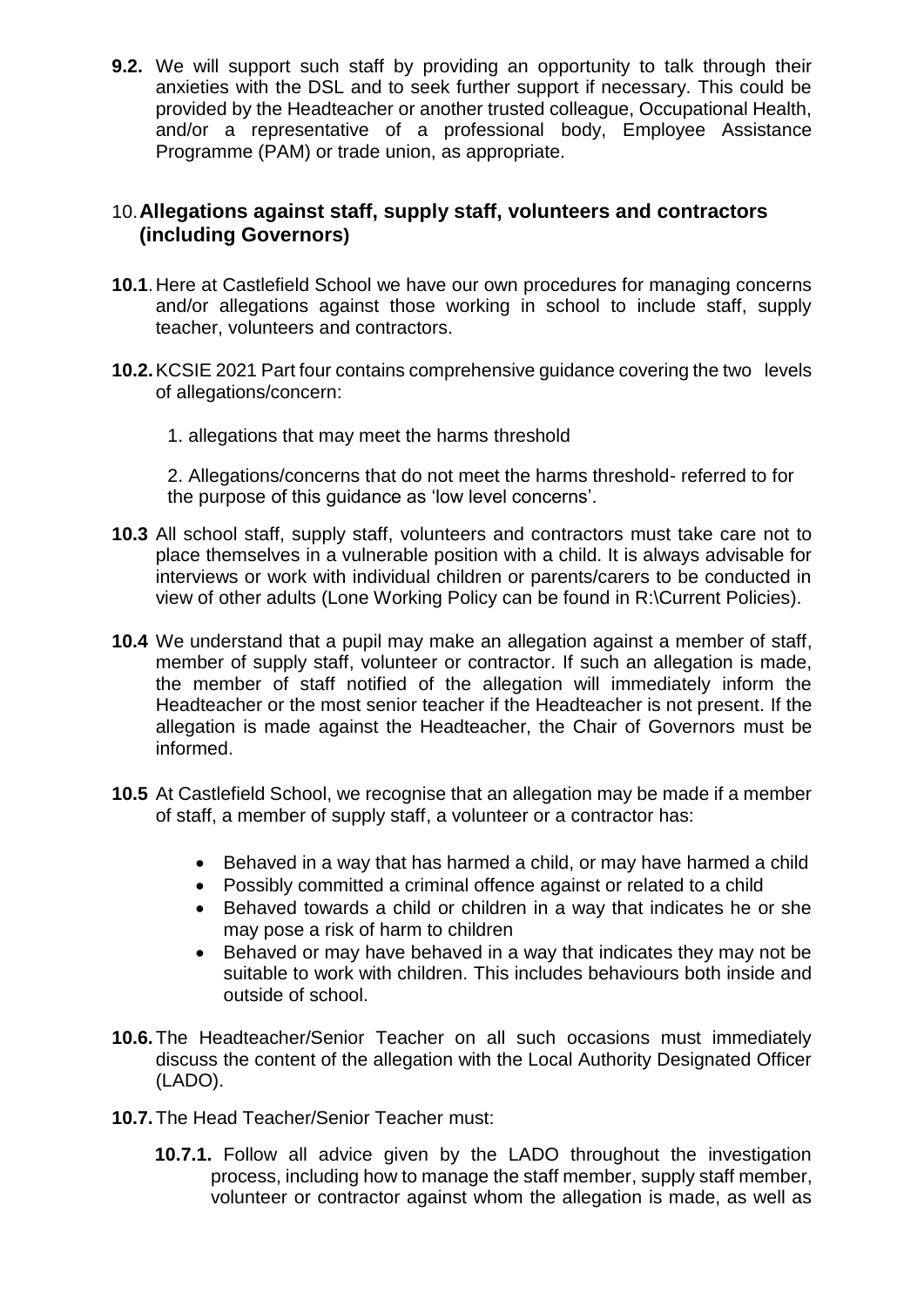**9.2.** We will support such staff by providing an opportunity to talk through their anxieties with the DSL and to seek further support if necessary. This could be provided by the Headteacher or another trusted colleague, Occupational Health, and/or a representative of a professional body, Employee Assistance Programme (PAM) or trade union, as appropriate.

## 10. Allegations against staff, supply staff, volunteers and contractors (including Governors)

**10.1**. Here at Castlefield School we have our own procedures for managing concerns and/or allegations against those working in school to include staff, supply teacher, volunteers and contractors.

**10.2.** KCSIE 2021 Part four contains comprehensive guidance covering the two levels of allegations/concern:

1. allegations that may meet the harms threshold

2. Allegations/concerns that do not meet the harms threshold- referred to for the purpose of this guidance as 'low level concerns'.

**10.3** All school staff, supply staff, volunteers and contractors must take care not to place themselves in a vulnerable position with a child. It is always advisable for interviews or work with individual children or parents/carers to be conducted in view of other adults (Lone Working Policy can be found in R:\Current Policies).

**10.4** We understand that a pupil may make an allegation against a member of staff, member of supply staff, volunteer or contractor. If such an allegation is made, the member of staff notified of the allegation will immediately inform the Headteacher or the most senior teacher if the Headteacher is not present. If the allegation is made against the Headteacher, the Chair of Governors must be informed.

**10.5** At Castlefield School, we recognise that an allegation may be made if a member of staff, a member of supply staff, a volunteer or a contractor has:

- Behaved in a way that has harmed a child, or may have harmed a child
- Possibly committed a criminal offence against or related to a child
- Behaved towards a child or children in a way that indicates he or she may pose a risk of harm to children
- Behaved or may have behaved in a way that indicates they may not be suitable to work with children. This includes behaviours both inside and outside of school.

**10.6.** The Headteacher/Senior Teacher on all such occasions must immediately discuss the content of the allegation with the Local Authority Designated Officer (LADO).

**10.7.** The Head Teacher/Senior Teacher must:

**10.7.1.** Follow all advice given by the LADO throughout the investigation process, including how to manage the staff member, supply staff member, volunteer or contractor against whom the allegation is made, as well as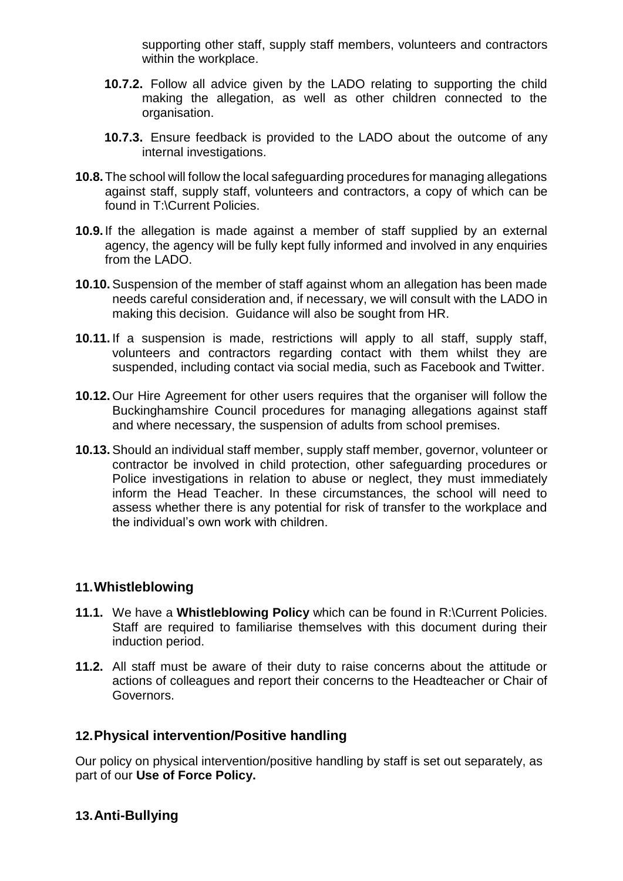supporting other staff, supply staff members, volunteers and contractors within the workplace.

**10.7.2.** Follow all advice given by the LADO relating to supporting the child making the allegation, as well as other children connected to the organisation.

**10.7.3.** Ensure feedback is provided to the LADO about the outcome of any internal investigations.

**10.8.** The school will follow the local safeguarding procedures for managing allegations against staff, supply staff, volunteers and contractors, a copy of which can be found in T:\Current Policies.

**10.9.** If the allegation is made against a member of staff supplied by an external agency, the agency will be fully kept fully informed and involved in any enquiries from the LADO.

**10.10.** Suspension of the member of staff against whom an allegation has been made needs careful consideration and, if necessary, we will consult with the LADO in making this decision. Guidance will also be sought from HR.

**10.11.** If a suspension is made, restrictions will apply to all staff, supply staff, volunteers and contractors regarding contact with them whilst they are suspended, including contact via social media, such as Facebook and Twitter.

**10.12.** Our Hire Agreement for other users requires that the organiser will follow the Buckinghamshire Council procedures for managing allegations against staff and where necessary, the suspension of adults from school premises.

**10.13.** Should an individual staff member, supply staff member, governor, volunteer or contractor be involved in child protection, other safeguarding procedures or Police investigations in relation to abuse or neglect, they must immediately inform the Head Teacher. In these circumstances, the school will need to assess whether there is any potential for risk of transfer to the workplace and the individual's own work with children.

## 11. Whistleblowing

**11.1.** We have a **Whistleblowing Policy** which can be found in R:\Current Policies. Staff are required to familiarise themselves with this document during their induction period.

**11.2.** All staff must be aware of their duty to raise concerns about the attitude or actions of colleagues and report their concerns to the Headteacher or Chair of Governors.

## 12. Physical intervention/Positive handling

Our policy on physical intervention/positive handling by staff is set out separately, as part of our **Use of Force Policy.**

## 13. Anti-Bullying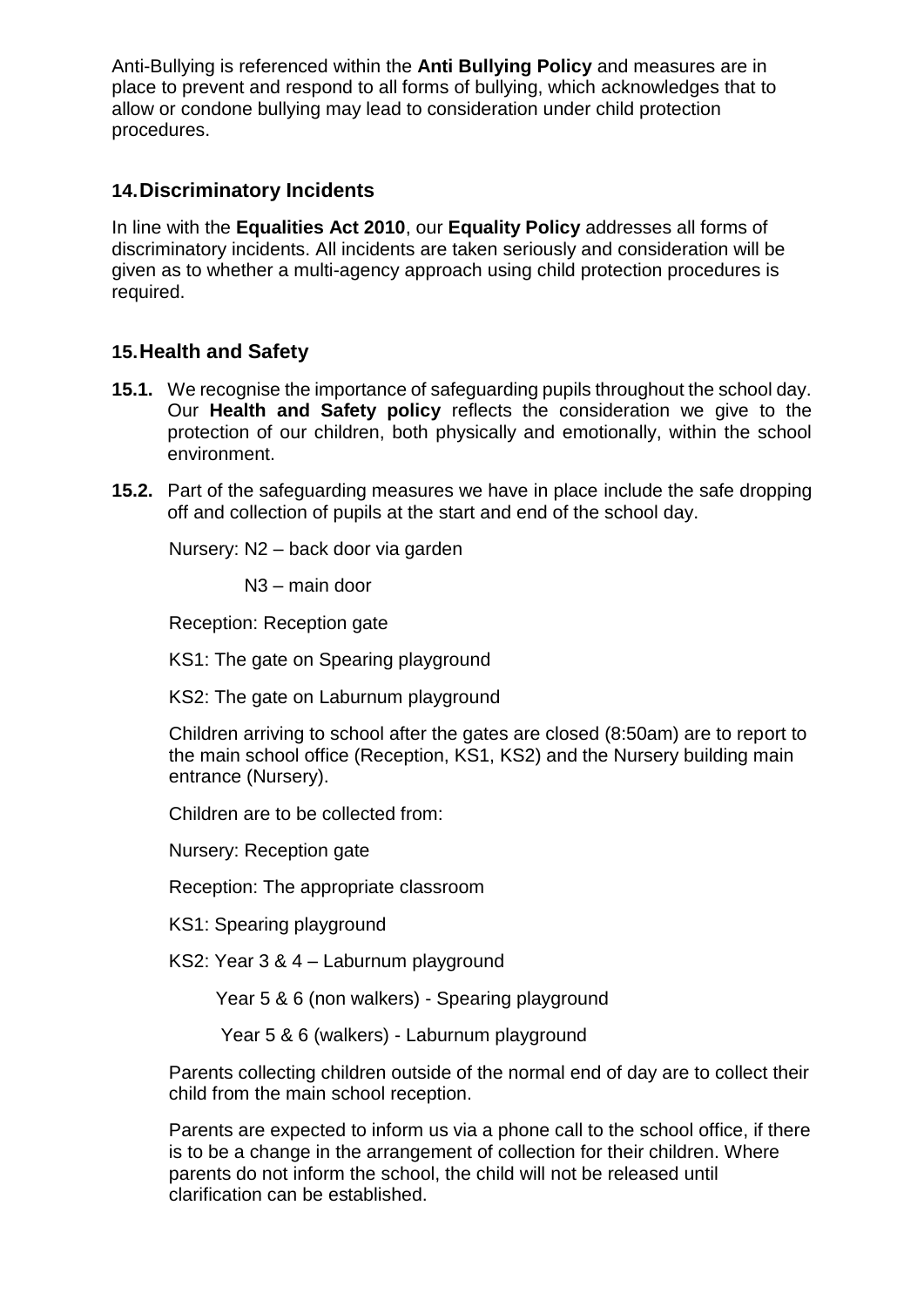Anti-Bullying is referenced within the **Anti Bullying Policy** and measures are in place to prevent and respond to all forms of bullying, which acknowledges that to allow or condone bullying may lead to consideration under child protection procedures.

## 14. Discriminatory Incidents

In line with the **Equalities Act 2010**, our **Equality Policy** addresses all forms of discriminatory incidents. All incidents are taken seriously and consideration will be given as to whether a multi-agency approach using child protection procedures is required.

## 15. Health and Safety

**15.1.** We recognise the importance of safeguarding pupils throughout the school day. Our **Health and Safety policy** reflects the consideration we give to the protection of our children, both physically and emotionally, within the school environment.

**15.2.** Part of the safeguarding measures we have in place include the safe dropping off and collection of pupils at the start and end of the school day.

Nursery: N2 – back door via garden

N3 – main door

Reception: Reception gate

KS1: The gate on Spearing playground

KS2: The gate on Laburnum playground

Children arriving to school after the gates are closed (8:50am) are to report to the main school office (Reception, KS1, KS2) and the Nursery building main entrance (Nursery).

Children are to be collected from:

Nursery: Reception gate

Reception: The appropriate classroom

KS1: Spearing playground

KS2: Year 3 & 4 – Laburnum playground

Year 5 & 6 (non walkers) - Spearing playground

Year 5 & 6 (walkers) - Laburnum playground

Parents collecting children outside of the normal end of day are to collect their child from the main school reception.

Parents are expected to inform us via a phone call to the school office, if there is to be a change in the arrangement of collection for their children. Where parents do not inform the school, the child will not be released until clarification can be established.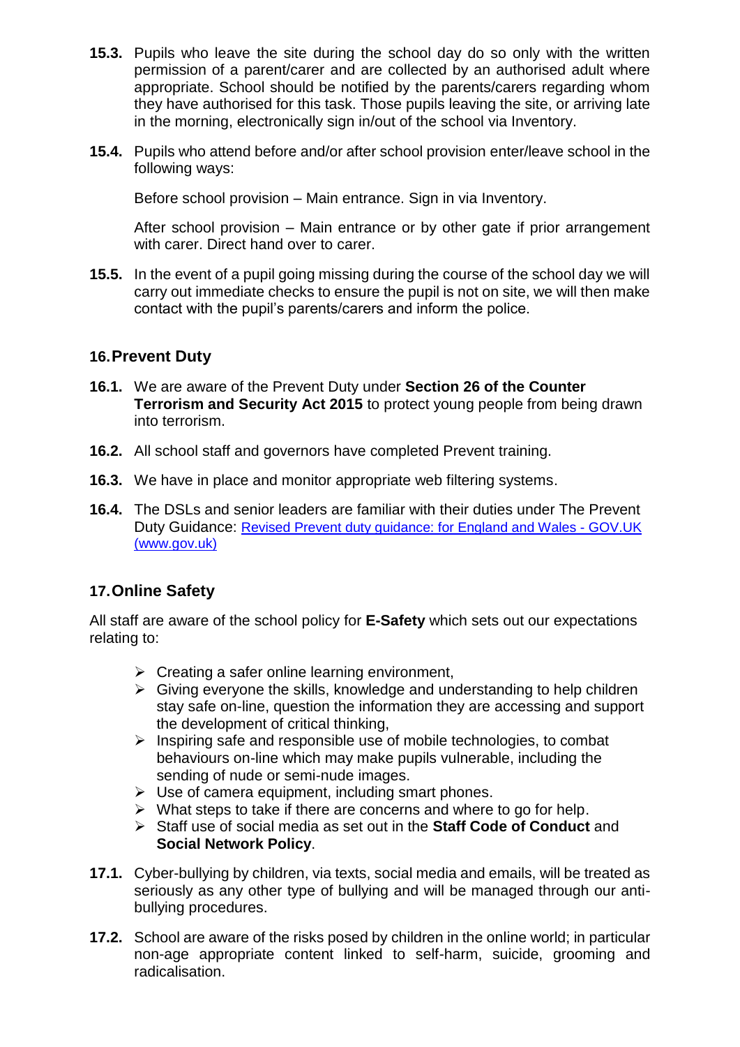**15.3.** Pupils who leave the site during the school day do so only with the written permission of a parent/carer and are collected by an authorised adult where appropriate. School should be notified by the parents/carers regarding whom they have authorised for this task. Those pupils leaving the site, or arriving late in the morning, electronically sign in/out of the school via Inventory.

**15.4.** Pupils who attend before and/or after school provision enter/leave school in the following ways:

Before school provision – Main entrance. Sign in via Inventory.

After school provision – Main entrance or by other gate if prior arrangement with carer. Direct hand over to carer.

**15.5.** In the event of a pupil going missing during the course of the school day we will carry out immediate checks to ensure the pupil is not on site, we will then make contact with the pupil's parents/carers and inform the police.

## 16. Prevent Duty

**16.1.** We are aware of the Prevent Duty under **Section 26 of the Counter Terrorism and Security Act 2015** to protect young people from being drawn into terrorism.

**16.2.** All school staff and governors have completed Prevent training.

**16.3.** We have in place and monitor appropriate web filtering systems.

**16.4.** The DSLs and senior leaders are familiar with their duties under The Prevent Duty Guidance: Revised Prevent duty guidance: for England and Wales - GOV.UK (www.gov.uk)

## 17. Online Safety

All staff are aware of the school policy for **E-Safety** which sets out our expectations relating to:

- Creating a safer online learning environment,
- Giving everyone the skills, knowledge and understanding to help children stay safe on-line, question the information they are accessing and support the development of critical thinking,
- Inspiring safe and responsible use of mobile technologies, to combat behaviours on-line which may make pupils vulnerable, including the sending of nude or semi-nude images.
- Use of camera equipment, including smart phones.
- What steps to take if there are concerns and where to go for help.
- Staff use of social media as set out in the **Staff Code of Conduct** and **Social Network Policy**.

**17.1.** Cyber-bullying by children, via texts, social media and emails, will be treated as seriously as any other type of bullying and will be managed through our anti-bullying procedures.

**17.2.** School are aware of the risks posed by children in the online world; in particular non-age appropriate content linked to self-harm, suicide, grooming and radicalisation.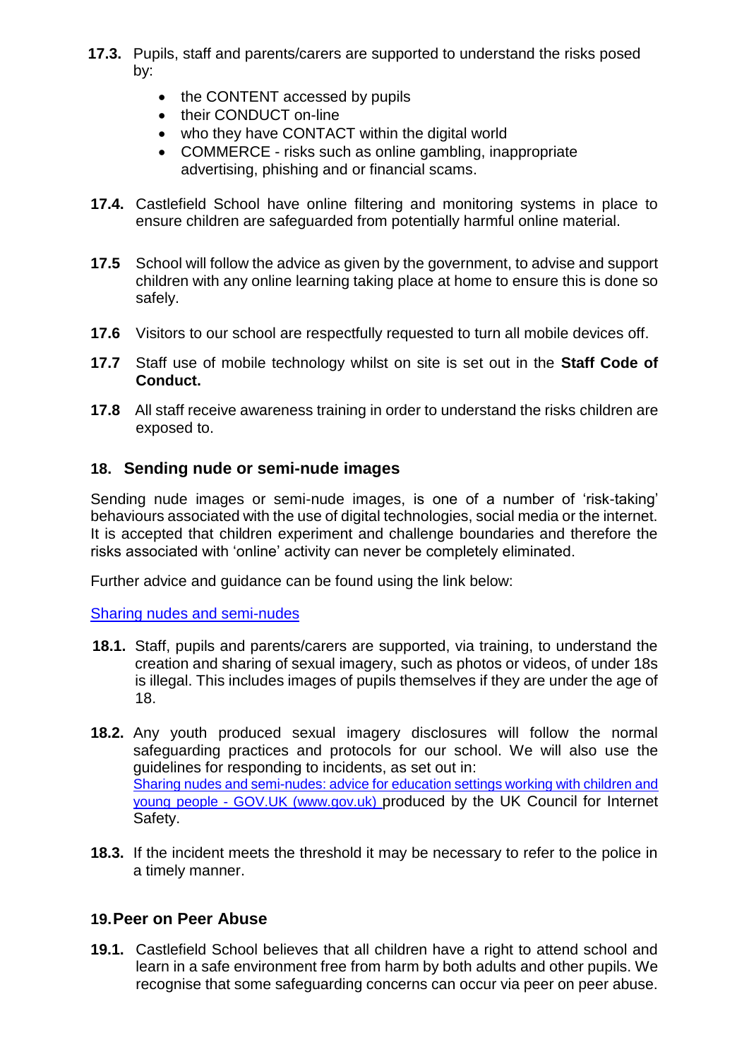**17.3.** Pupils, staff and parents/carers are supported to understand the risks posed by:

- the CONTENT accessed by pupils
- their CONDUCT on-line
- who they have CONTACT within the digital world
- COMMERCE - risks such as online gambling, inappropriate advertising, phishing and or financial scams.

**17.4.** Castlefield School have online filtering and monitoring systems in place to ensure children are safeguarded from potentially harmful online material.

**17.5** School will follow the advice as given by the government, to advise and support children with any online learning taking place at home to ensure this is done so safely.

**17.6** Visitors to our school are respectfully requested to turn all mobile devices off.

**17.7** Staff use of mobile technology whilst on site is set out in the **Staff Code of Conduct.**

**17.8** All staff receive awareness training in order to understand the risks children are exposed to.

## 18. Sending nude or semi-nude images

Sending nude images or semi-nude images, is one of a number of 'risk-taking' behaviours associated with the use of digital technologies, social media or the internet. It is accepted that children experiment and challenge boundaries and therefore the risks associated with 'online' activity can never be completely eliminated.

Further advice and guidance can be found using the link below:

Sharing nudes and semi-nudes

**18.1.** Staff, pupils and parents/carers are supported, via training, to understand the creation and sharing of sexual imagery, such as photos or videos, of under 18s is illegal. This includes images of pupils themselves if they are under the age of 18.

**18.2.** Any youth produced sexual imagery disclosures will follow the normal safeguarding practices and protocols for our school. We will also use the guidelines for responding to incidents, as set out in: Sharing nudes and semi-nudes: advice for education settings working with children and young people - GOV.UK (www.gov.uk) produced by the UK Council for Internet Safety.

**18.3.** If the incident meets the threshold it may be necessary to refer to the police in a timely manner.

## 19. Peer on Peer Abuse

**19.1.** Castlefield School believes that all children have a right to attend school and learn in a safe environment free from harm by both adults and other pupils. We recognise that some safeguarding concerns can occur via peer on peer abuse.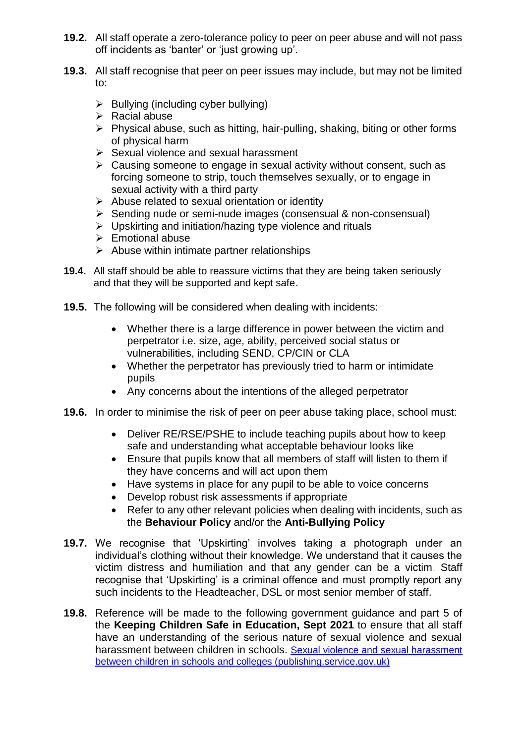**19.2.** All staff operate a zero-tolerance policy to peer on peer abuse and will not pass off incidents as 'banter' or 'just growing up'.

**19.3.** All staff recognise that peer on peer issues may include, but may not be limited to:

- Bullying (including cyber bullying)
- Racial abuse
- Physical abuse, such as hitting, hair-pulling, shaking, biting or other forms of physical harm
- Sexual violence and sexual harassment
- Causing someone to engage in sexual activity without consent, such as forcing someone to strip, touch themselves sexually, or to engage in sexual activity with a third party
- Abuse related to sexual orientation or identity
- Sending nude or semi-nude images (consensual & non-consensual)
- Upskirting and initiation/hazing type violence and rituals
- Emotional abuse
- Abuse within intimate partner relationships

**19.4.** All staff should be able to reassure victims that they are being taken seriously and that they will be supported and kept safe.

**19.5.** The following will be considered when dealing with incidents:

- Whether there is a large difference in power between the victim and perpetrator i.e. size, age, ability, perceived social status or vulnerabilities, including SEND, CP/CIN or CLA
- Whether the perpetrator has previously tried to harm or intimidate pupils
- Any concerns about the intentions of the alleged perpetrator

**19.6.** In order to minimise the risk of peer on peer abuse taking place, school must:

- Deliver RE/RSE/PSHE to include teaching pupils about how to keep safe and understanding what acceptable behaviour looks like
- Ensure that pupils know that all members of staff will listen to them if they have concerns and will act upon them
- Have systems in place for any pupil to be able to voice concerns
- Develop robust risk assessments if appropriate
- Refer to any other relevant policies when dealing with incidents, such as the **Behaviour Policy** and/or the **Anti-Bullying Policy**

**19.7.** We recognise that 'Upskirting' involves taking a photograph under an individual's clothing without their knowledge. We understand that it causes the victim distress and humiliation and that any gender can be a victim. Staff recognise that 'Upskirting' is a criminal offence and must promptly report any such incidents to the Headteacher, DSL or most senior member of staff.

**19.8.** Reference will be made to the following government guidance and part 5 of the **Keeping Children Safe in Education, Sept 2021** to ensure that all staff have an understanding of the serious nature of sexual violence and sexual harassment between children in schools. [Sexual violence and sexual harassment between children in schools and colleges (publishing.service.gov.uk)]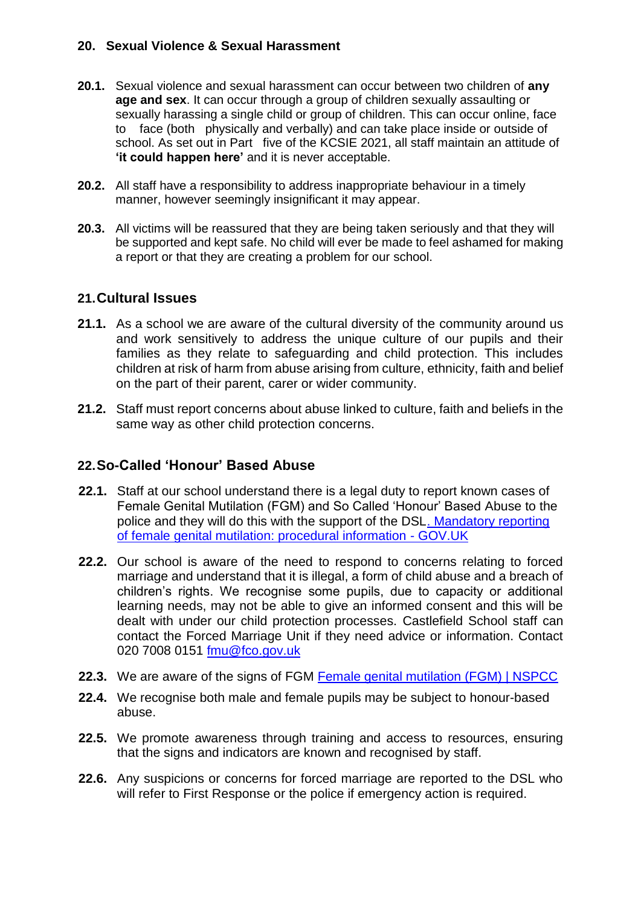## 20. Sexual Violence & Sexual Harassment

**20.1.** Sexual violence and sexual harassment can occur between two children of **any age and sex**. It can occur through a group of children sexually assaulting or sexually harassing a single child or group of children. This can occur online, face to face (both physically and verbally) and can take place inside or outside of school. As set out in Part five of the KCSIE 2021, all staff maintain an attitude of **'it could happen here'** and it is never acceptable.

**20.2.** All staff have a responsibility to address inappropriate behaviour in a timely manner, however seemingly insignificant it may appear.

**20.3.** All victims will be reassured that they are being taken seriously and that they will be supported and kept safe. No child will ever be made to feel ashamed for making a report or that they are creating a problem for our school.

## 21. Cultural Issues

**21.1.** As a school we are aware of the cultural diversity of the community around us and work sensitively to address the unique culture of our pupils and their families as they relate to safeguarding and child protection. This includes children at risk of harm from abuse arising from culture, ethnicity, faith and belief on the part of their parent, carer or wider community.

**21.2.** Staff must report concerns about abuse linked to culture, faith and beliefs in the same way as other child protection concerns.

## 22. So-Called 'Honour' Based Abuse

**22.1.** Staff at our school understand there is a legal duty to report known cases of Female Genital Mutilation (FGM) and So Called 'Honour' Based Abuse to the police and they will do this with the support of the DSL. Mandatory reporting of female genital mutilation: procedural information - GOV.UK

**22.2.** Our school is aware of the need to respond to concerns relating to forced marriage and understand that it is illegal, a form of child abuse and a breach of children's rights. We recognise some pupils, due to capacity or additional learning needs, may not be able to give an informed consent and this will be dealt with under our child protection processes. Castlefield School staff can contact the Forced Marriage Unit if they need advice or information. Contact 020 7008 0151 fmu@fco.gov.uk

**22.3.** We are aware of the signs of FGM Female genital mutilation (FGM) | NSPCC

**22.4.** We recognise both male and female pupils may be subject to honour-based abuse.

**22.5.** We promote awareness through training and access to resources, ensuring that the signs and indicators are known and recognised by staff.

**22.6.** Any suspicions or concerns for forced marriage are reported to the DSL who will refer to First Response or the police if emergency action is required.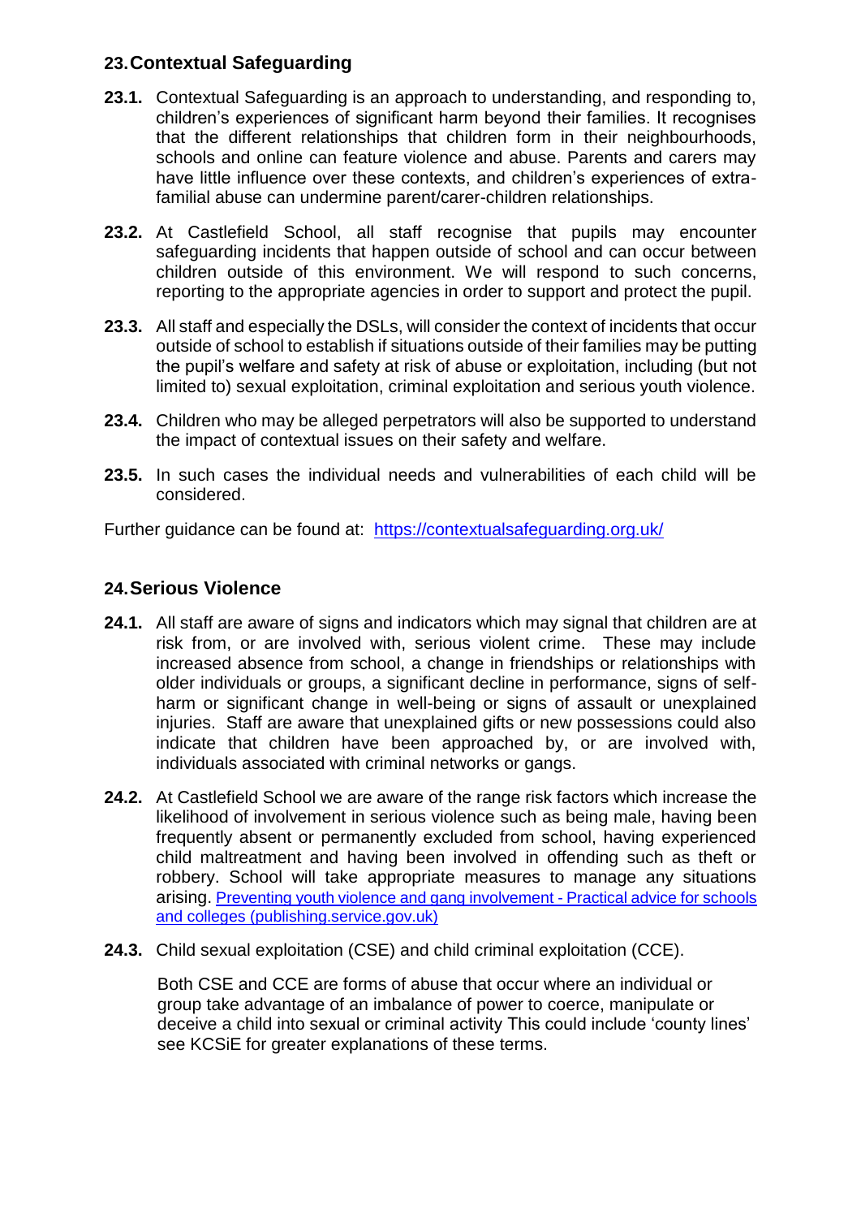## 23. Contextual Safeguarding

**23.1.** Contextual Safeguarding is an approach to understanding, and responding to, children's experiences of significant harm beyond their families. It recognises that the different relationships that children form in their neighbourhoods, schools and online can feature violence and abuse. Parents and carers may have little influence over these contexts, and children's experiences of extra-familial abuse can undermine parent/carer-children relationships.

**23.2.** At Castlefield School, all staff recognise that pupils may encounter safeguarding incidents that happen outside of school and can occur between children outside of this environment. We will respond to such concerns, reporting to the appropriate agencies in order to support and protect the pupil.

**23.3.** All staff and especially the DSLs, will consider the context of incidents that occur outside of school to establish if situations outside of their families may be putting the pupil's welfare and safety at risk of abuse or exploitation, including (but not limited to) sexual exploitation, criminal exploitation and serious youth violence.

**23.4.** Children who may be alleged perpetrators will also be supported to understand the impact of contextual issues on their safety and welfare.

**23.5.** In such cases the individual needs and vulnerabilities of each child will be considered.

Further guidance can be found at: [https://contextualsafeguarding.org.uk/](https://contextualsafeguarding.org.uk/)

## 24. Serious Violence

**24.1.** All staff are aware of signs and indicators which may signal that children are at risk from, or are involved with, serious violent crime. These may include increased absence from school, a change in friendships or relationships with older individuals or groups, a significant decline in performance, signs of self-harm or significant change in well-being or signs of assault or unexplained injuries. Staff are aware that unexplained gifts or new possessions could also indicate that children have been approached by, or are involved with, individuals associated with criminal networks or gangs.

**24.2.** At Castlefield School we are aware of the range risk factors which increase the likelihood of involvement in serious violence such as being male, having been frequently absent or permanently excluded from school, having experienced child maltreatment and having been involved in offending such as theft or robbery. School will take appropriate measures to manage any situations arising. Preventing youth violence and gang involvement - Practical advice for schools and colleges (publishing.service.gov.uk)

**24.3.** Child sexual exploitation (CSE) and child criminal exploitation (CCE).

Both CSE and CCE are forms of abuse that occur where an individual or group take advantage of an imbalance of power to coerce, manipulate or deceive a child into sexual or criminal activity This could include 'county lines' see KCSiE for greater explanations of these terms.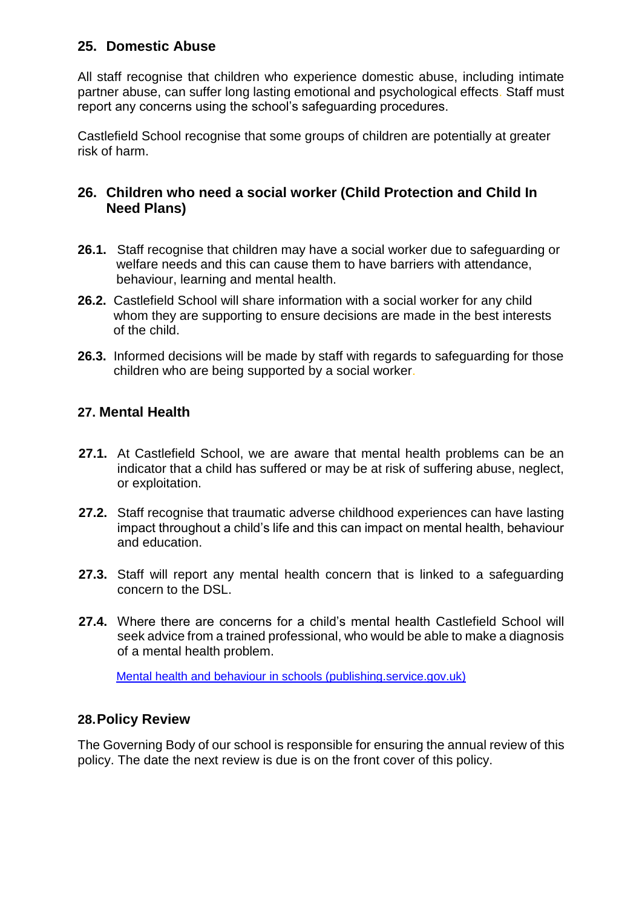## 25. Domestic Abuse

All staff recognise that children who experience domestic abuse, including intimate partner abuse, can suffer long lasting emotional and psychological effects. Staff must report any concerns using the school's safeguarding procedures.

Castlefield School recognise that some groups of children are potentially at greater risk of harm.

## 26. Children who need a social worker (Child Protection and Child In Need Plans)

**26.1.** Staff recognise that children may have a social worker due to safeguarding or welfare needs and this can cause them to have barriers with attendance, behaviour, learning and mental health.

**26.2.** Castlefield School will share information with a social worker for any child whom they are supporting to ensure decisions are made in the best interests of the child.

**26.3.** Informed decisions will be made by staff with regards to safeguarding for those children who are being supported by a social worker.

## 27. Mental Health

**27.1.** At Castlefield School, we are aware that mental health problems can be an indicator that a child has suffered or may be at risk of suffering abuse, neglect, or exploitation.

**27.2.** Staff recognise that traumatic adverse childhood experiences can have lasting impact throughout a child's life and this can impact on mental health, behaviour and education.

**27.3.** Staff will report any mental health concern that is linked to a safeguarding concern to the DSL.

**27.4.** Where there are concerns for a child's mental health Castlefield School will seek advice from a trained professional, who would be able to make a diagnosis of a mental health problem.

[Mental health and behaviour in schools (publishing.service.gov.uk)]

## 28. Policy Review

The Governing Body of our school is responsible for ensuring the annual review of this policy. The date the next review is due is on the front cover of this policy.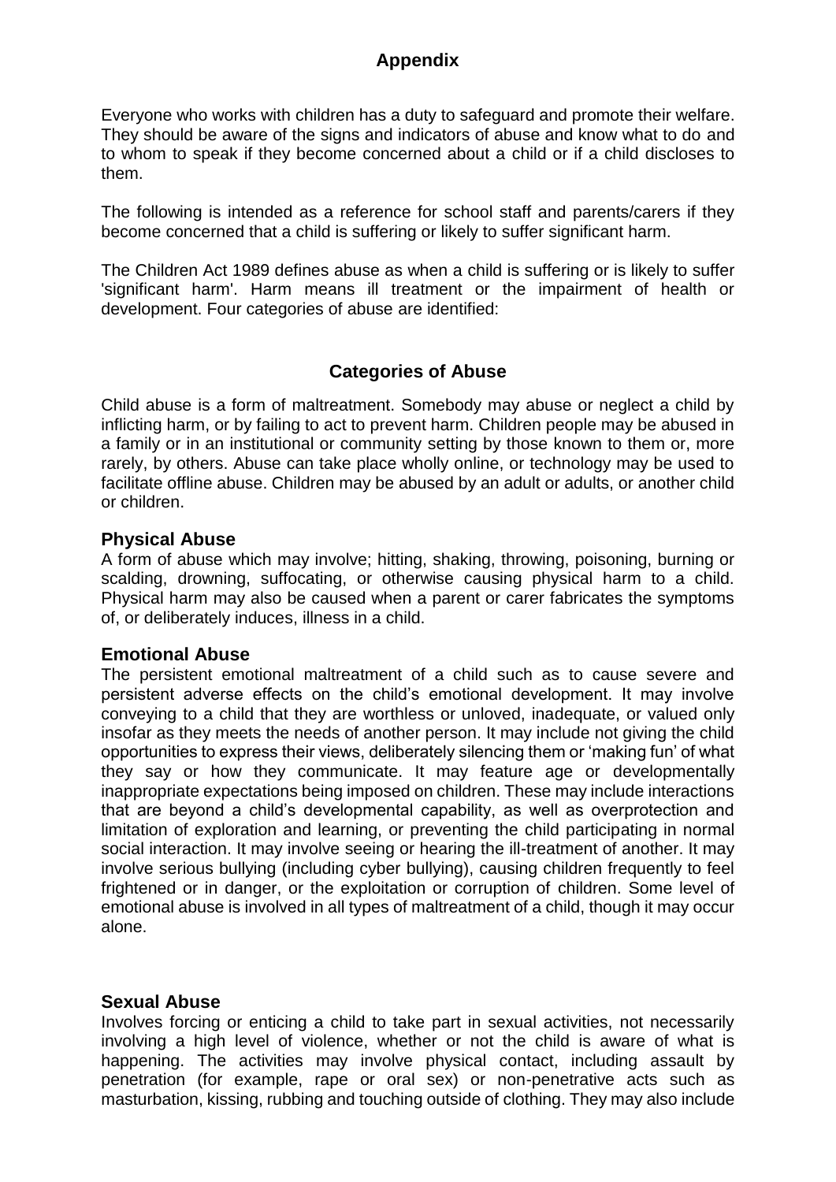## Appendix

Everyone who works with children has a duty to safeguard and promote their welfare. They should be aware of the signs and indicators of abuse and know what to do and to whom to speak if they become concerned about a child or if a child discloses to them.

The following is intended as a reference for school staff and parents/carers if they become concerned that a child is suffering or likely to suffer significant harm.

The Children Act 1989 defines abuse as when a child is suffering or is likely to suffer 'significant harm'. Harm means ill treatment or the impairment of health or development. Four categories of abuse are identified:

## Categories of Abuse

Child abuse is a form of maltreatment. Somebody may abuse or neglect a child by inflicting harm, or by failing to act to prevent harm. Children people may be abused in a family or in an institutional or community setting by those known to them or, more rarely, by others. Abuse can take place wholly online, or technology may be used to facilitate offline abuse. Children may be abused by an adult or adults, or another child or children.

### Physical Abuse

A form of abuse which may involve; hitting, shaking, throwing, poisoning, burning or scalding, drowning, suffocating, or otherwise causing physical harm to a child. Physical harm may also be caused when a parent or carer fabricates the symptoms of, or deliberately induces, illness in a child.

### Emotional Abuse

The persistent emotional maltreatment of a child such as to cause severe and persistent adverse effects on the child's emotional development. It may involve conveying to a child that they are worthless or unloved, inadequate, or valued only insofar as they meets the needs of another person. It may include not giving the child opportunities to express their views, deliberately silencing them or 'making fun' of what they say or how they communicate. It may feature age or developmentally inappropriate expectations being imposed on children. These may include interactions that are beyond a child's developmental capability, as well as overprotection and limitation of exploration and learning, or preventing the child participating in normal social interaction. It may involve seeing or hearing the ill-treatment of another. It may involve serious bullying (including cyber bullying), causing children frequently to feel frightened or in danger, or the exploitation or corruption of children. Some level of emotional abuse is involved in all types of maltreatment of a child, though it may occur alone.

### Sexual Abuse

Involves forcing or enticing a child to take part in sexual activities, not necessarily involving a high level of violence, whether or not the child is aware of what is happening. The activities may involve physical contact, including assault by penetration (for example, rape or oral sex) or non-penetrative acts such as masturbation, kissing, rubbing and touching outside of clothing. They may also include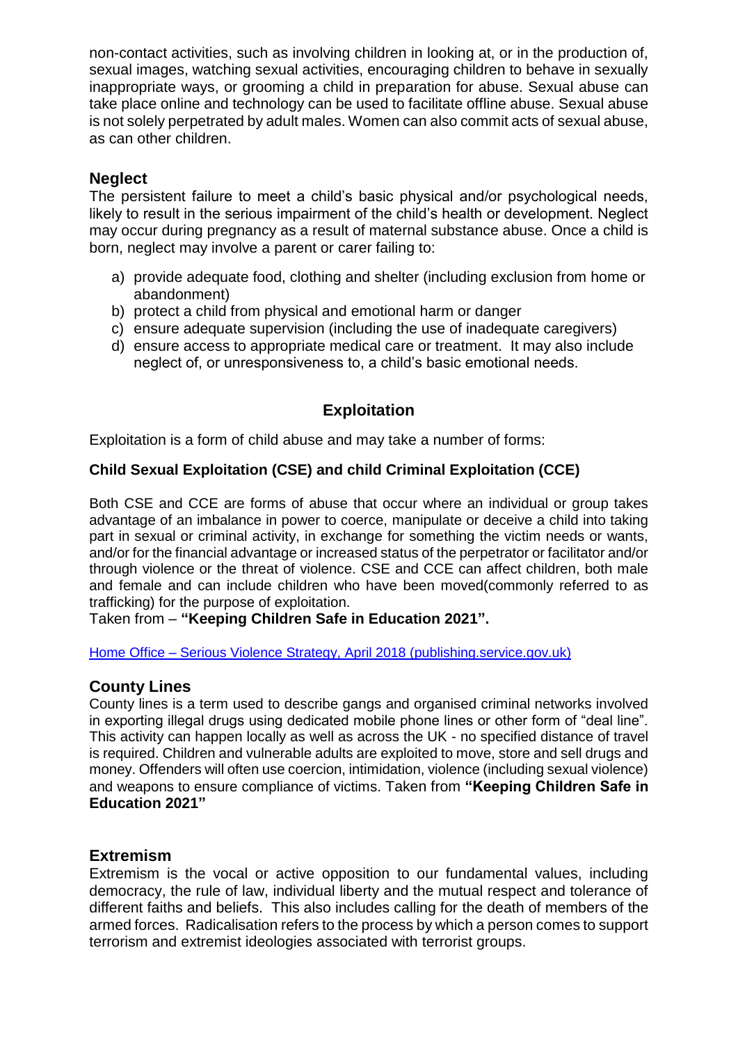non-contact activities, such as involving children in looking at, or in the production of, sexual images, watching sexual activities, encouraging children to behave in sexually inappropriate ways, or grooming a child in preparation for abuse. Sexual abuse can take place online and technology can be used to facilitate offline abuse. Sexual abuse is not solely perpetrated by adult males. Women can also commit acts of sexual abuse, as can other children.

### Neglect

The persistent failure to meet a child's basic physical and/or psychological needs, likely to result in the serious impairment of the child's health or development. Neglect may occur during pregnancy as a result of maternal substance abuse. Once a child is born, neglect may involve a parent or carer failing to:

a) provide adequate food, clothing and shelter (including exclusion from home or abandonment)
b) protect a child from physical and emotional harm or danger
c) ensure adequate supervision (including the use of inadequate caregivers)
d) ensure access to appropriate medical care or treatment. It may also include neglect of, or unresponsiveness to, a child's basic emotional needs.

## Exploitation

Exploitation is a form of child abuse and may take a number of forms:

**Child Sexual Exploitation (CSE) and child Criminal Exploitation (CCE)**

Both CSE and CCE are forms of abuse that occur where an individual or group takes advantage of an imbalance in power to coerce, manipulate or deceive a child into taking part in sexual or criminal activity, in exchange for something the victim needs or wants, and/or for the financial advantage or increased status of the perpetrator or facilitator and/or through violence or the threat of violence. CSE and CCE can affect children, both male and female and can include children who have been moved(commonly referred to as trafficking) for the purpose of exploitation.
Taken from – **"Keeping Children Safe in Education 2021".**

Home Office – Serious Violence Strategy, April 2018 (publishing.service.gov.uk)

### County Lines

County lines is a term used to describe gangs and organised criminal networks involved in exporting illegal drugs using dedicated mobile phone lines or other form of "deal line". This activity can happen locally as well as across the UK - no specified distance of travel is required. Children and vulnerable adults are exploited to move, store and sell drugs and money. Offenders will often use coercion, intimidation, violence (including sexual violence) and weapons to ensure compliance of victims. Taken from **"Keeping Children Safe in Education 2021"**

### Extremism

Extremism is the vocal or active opposition to our fundamental values, including democracy, the rule of law, individual liberty and the mutual respect and tolerance of different faiths and beliefs. This also includes calling for the death of members of the armed forces. Radicalisation refers to the process by which a person comes to support terrorism and extremist ideologies associated with terrorist groups.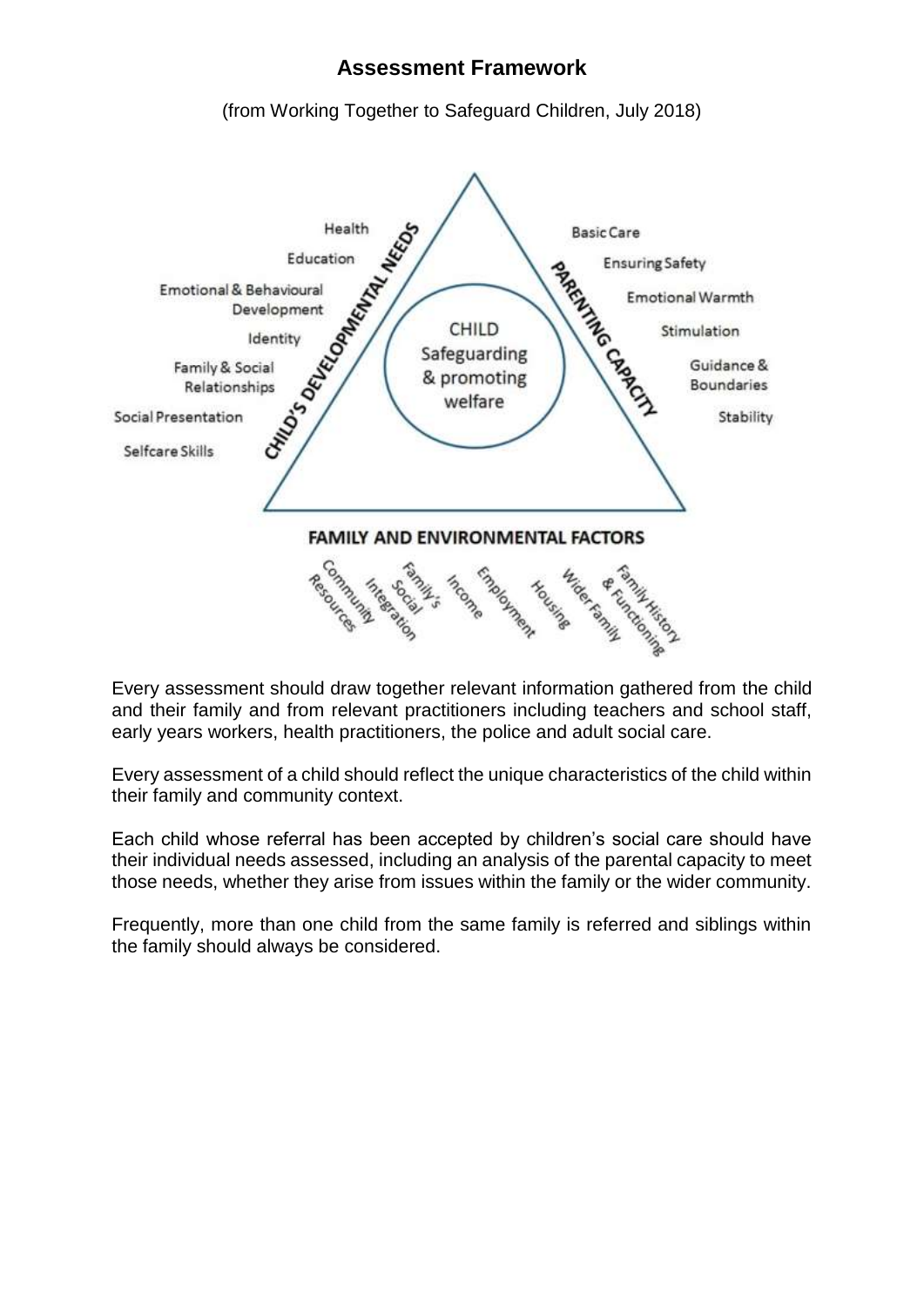# Assessment Framework

(from Working Together to Safeguard Children, July 2018)

**CHILD'S DEVELOPMENTAL NEEDS**
- Health
- Education
- Emotional & Behavioural Development
- Identity
- Family & Social Relationships
- Social Presentation
- Selfcare Skills

**CHILD**
Safeguarding & promoting welfare

**PARENTING CAPACITY**
- Basic Care
- Ensuring Safety
- Emotional Warmth
- Stimulation
- Guidance & Boundaries
- Stability

**FAMILY AND ENVIRONMENTAL FACTORS**
- Community Resources
- Family's Social Integration
- Income
- Employment
- Housing
- Wider Family
- Family History & Functioning

Every assessment should draw together relevant information gathered from the child and their family and from relevant practitioners including teachers and school staff, early years workers, health practitioners, the police and adult social care.

Every assessment of a child should reflect the unique characteristics of the child within their family and community context.

Each child whose referral has been accepted by children's social care should have their individual needs assessed, including an analysis of the parental capacity to meet those needs, whether they arise from issues within the family or the wider community.

Frequently, more than one child from the same family is referred and siblings within the family should always be considered.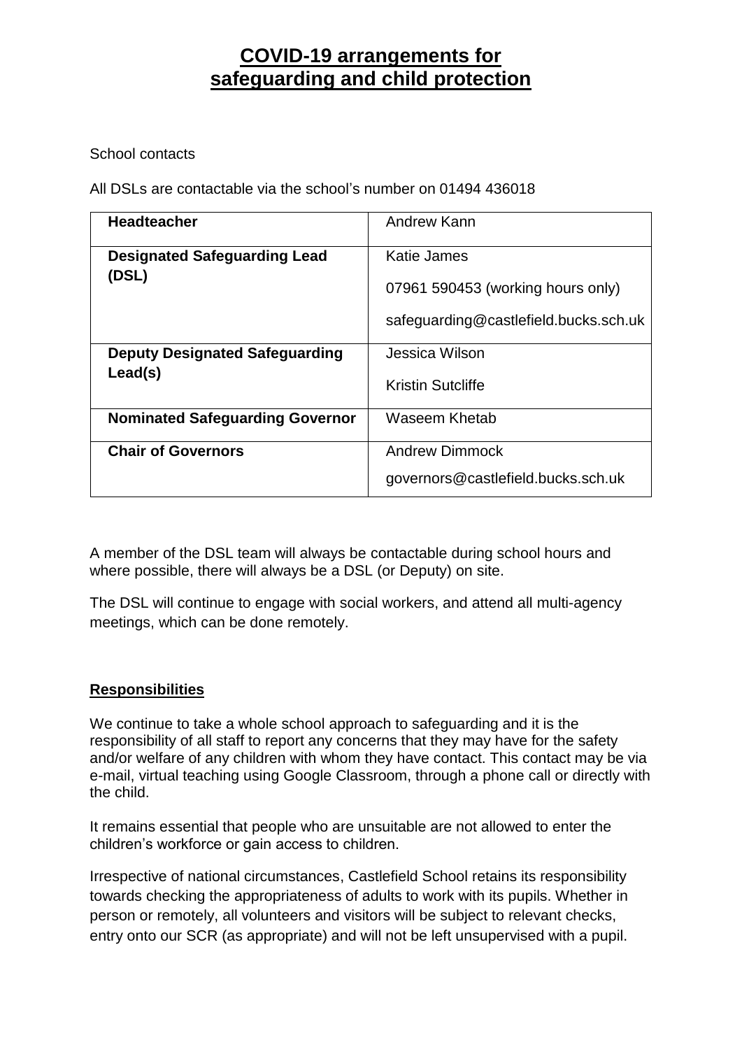# COVID-19 arrangements for safeguarding and child protection

School contacts

All DSLs are contactable via the school's number on 01494 436018

| | |
|---|---|
| **Headteacher** | Andrew Kann |
| **Designated Safeguarding Lead (DSL)** | Katie James<br>07961 590453 (working hours only)<br>safeguarding@castlefield.bucks.sch.uk |
| **Deputy Designated Safeguarding Lead(s)** | Jessica Wilson<br>Kristin Sutcliffe |
| **Nominated Safeguarding Governor** | Waseem Khetab |
| **Chair of Governors** | Andrew Dimmock<br>governors@castlefield.bucks.sch.uk |

A member of the DSL team will always be contactable during school hours and where possible, there will always be a DSL (or Deputy) on site.

The DSL will continue to engage with social workers, and attend all multi-agency meetings, which can be done remotely.

## Responsibilities

We continue to take a whole school approach to safeguarding and it is the responsibility of all staff to report any concerns that they may have for the safety and/or welfare of any children with whom they have contact. This contact may be via e-mail, virtual teaching using Google Classroom, through a phone call or directly with the child.

It remains essential that people who are unsuitable are not allowed to enter the children's workforce or gain access to children.

Irrespective of national circumstances, Castlefield School retains its responsibility towards checking the appropriateness of adults to work with its pupils. Whether in person or remotely, all volunteers and visitors will be subject to relevant checks, entry onto our SCR (as appropriate) and will not be left unsupervised with a pupil.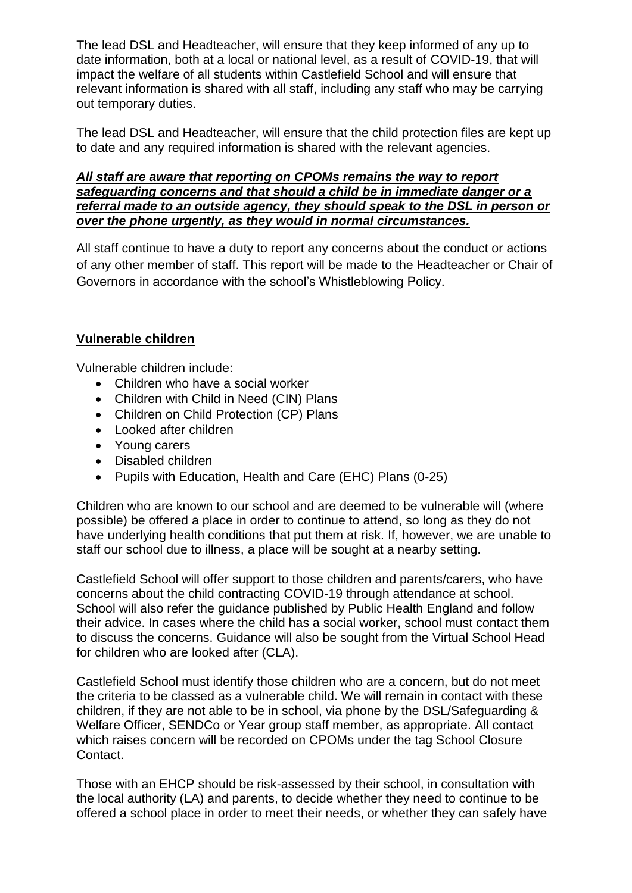The lead DSL and Headteacher, will ensure that they keep informed of any up to date information, both at a local or national level, as a result of COVID-19, that will impact the welfare of all students within Castlefield School and will ensure that relevant information is shared with all staff, including any staff who may be carrying out temporary duties.

The lead DSL and Headteacher, will ensure that the child protection files are kept up to date and any required information is shared with the relevant agencies.

***All staff are aware that reporting on CPOMs remains the way to report safeguarding concerns and that should a child be in immediate danger or a referral made to an outside agency, they should speak to the DSL in person or over the phone urgently, as they would in normal circumstances.***

All staff continue to have a duty to report any concerns about the conduct or actions of any other member of staff. This report will be made to the Headteacher or Chair of Governors in accordance with the school's Whistleblowing Policy.

## Vulnerable children

Vulnerable children include:

- Children who have a social worker
- Children with Child in Need (CIN) Plans
- Children on Child Protection (CP) Plans
- Looked after children
- Young carers
- Disabled children
- Pupils with Education, Health and Care (EHC) Plans (0-25)

Children who are known to our school and are deemed to be vulnerable will (where possible) be offered a place in order to continue to attend, so long as they do not have underlying health conditions that put them at risk. If, however, we are unable to staff our school due to illness, a place will be sought at a nearby setting.

Castlefield School will offer support to those children and parents/carers, who have concerns about the child contracting COVID-19 through attendance at school. School will also refer the guidance published by Public Health England and follow their advice. In cases where the child has a social worker, school must contact them to discuss the concerns. Guidance will also be sought from the Virtual School Head for children who are looked after (CLA).

Castlefield School must identify those children who are a concern, but do not meet the criteria to be classed as a vulnerable child. We will remain in contact with these children, if they are not able to be in school, via phone by the DSL/Safeguarding & Welfare Officer, SENDCo or Year group staff member, as appropriate. All contact which raises concern will be recorded on CPOMs under the tag School Closure Contact.

Those with an EHCP should be risk-assessed by their school, in consultation with the local authority (LA) and parents, to decide whether they need to continue to be offered a school place in order to meet their needs, or whether they can safely have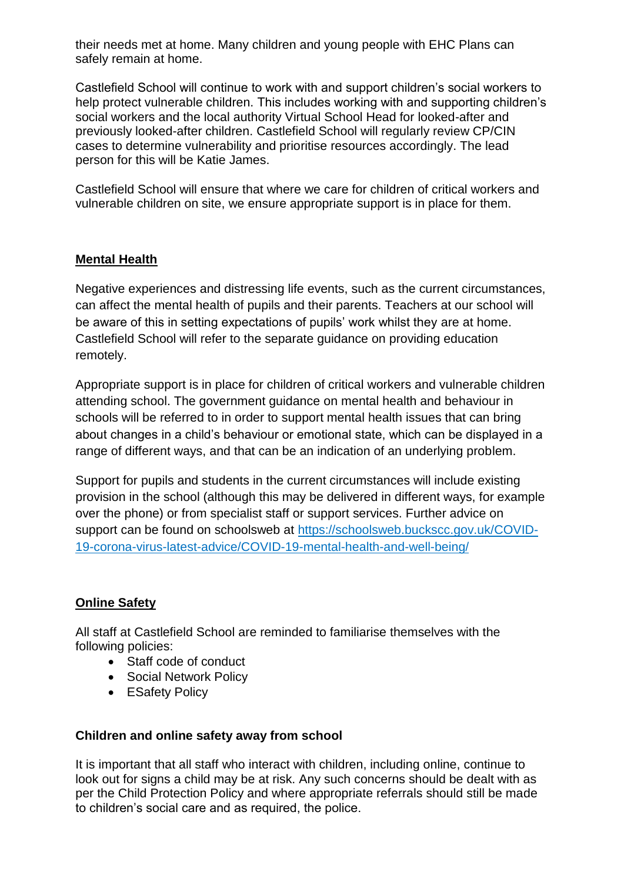their needs met at home. Many children and young people with EHC Plans can safely remain at home.

Castlefield School will continue to work with and support children's social workers to help protect vulnerable children. This includes working with and supporting children's social workers and the local authority Virtual School Head for looked-after and previously looked-after children. Castlefield School will regularly review CP/CIN cases to determine vulnerability and prioritise resources accordingly. The lead person for this will be Katie James.

Castlefield School will ensure that where we care for children of critical workers and vulnerable children on site, we ensure appropriate support is in place for them.

## Mental Health

Negative experiences and distressing life events, such as the current circumstances, can affect the mental health of pupils and their parents. Teachers at our school will be aware of this in setting expectations of pupils' work whilst they are at home. Castlefield School will refer to the separate guidance on providing education remotely.

Appropriate support is in place for children of critical workers and vulnerable children attending school. The government guidance on mental health and behaviour in schools will be referred to in order to support mental health issues that can bring about changes in a child's behaviour or emotional state, which can be displayed in a range of different ways, and that can be an indication of an underlying problem.

Support for pupils and students in the current circumstances will include existing provision in the school (although this may be delivered in different ways, for example over the phone) or from specialist staff or support services. Further advice on support can be found on schoolsweb at https://schoolsweb.buckscc.gov.uk/COVID-19-corona-virus-latest-advice/COVID-19-mental-health-and-well-being/

## Online Safety

All staff at Castlefield School are reminded to familiarise themselves with the following policies:

- Staff code of conduct
- Social Network Policy
- ESafety Policy

### Children and online safety away from school

It is important that all staff who interact with children, including online, continue to look out for signs a child may be at risk. Any such concerns should be dealt with as per the Child Protection Policy and where appropriate referrals should still be made to children's social care and as required, the police.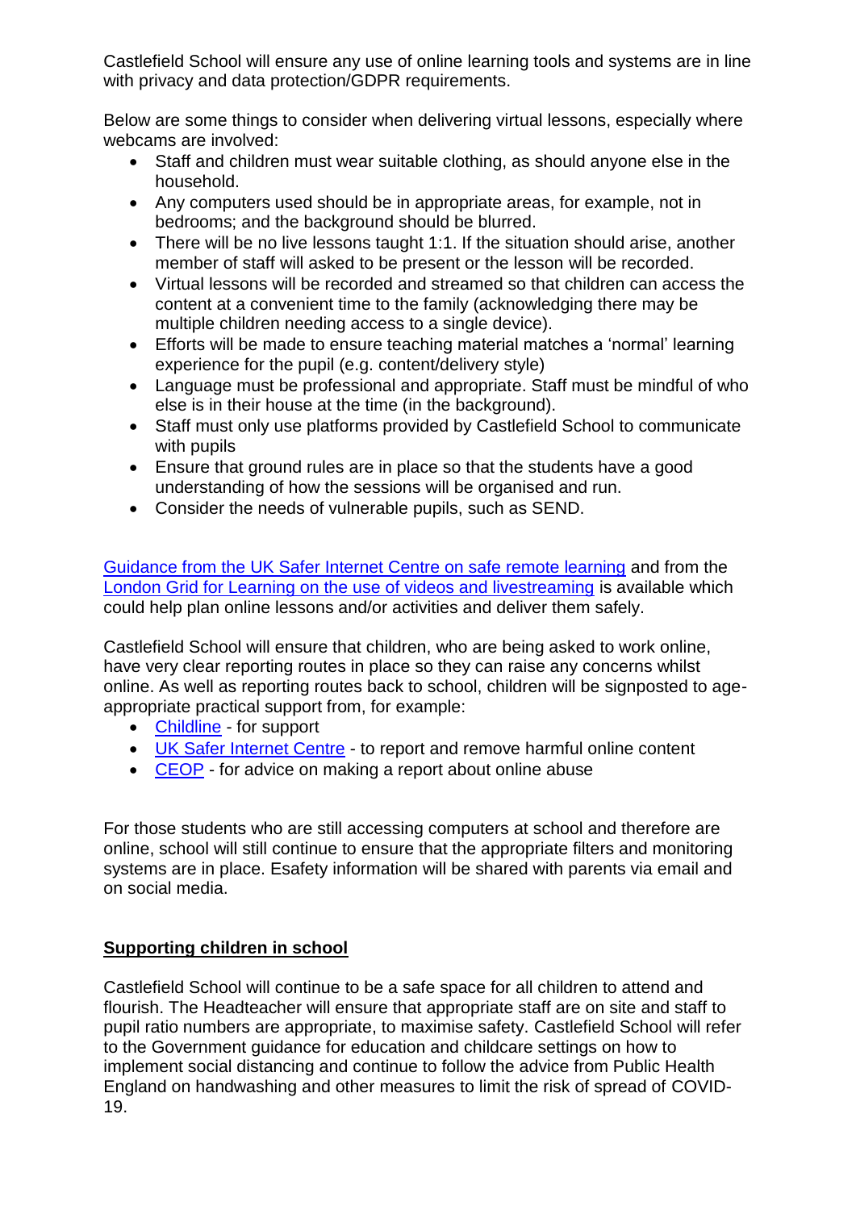Castlefield School will ensure any use of online learning tools and systems are in line with privacy and data protection/GDPR requirements.

Below are some things to consider when delivering virtual lessons, especially where webcams are involved:

- Staff and children must wear suitable clothing, as should anyone else in the household.
- Any computers used should be in appropriate areas, for example, not in bedrooms; and the background should be blurred.
- There will be no live lessons taught 1:1. If the situation should arise, another member of staff will asked to be present or the lesson will be recorded.
- Virtual lessons will be recorded and streamed so that children can access the content at a convenient time to the family (acknowledging there may be multiple children needing access to a single device).
- Efforts will be made to ensure teaching material matches a 'normal' learning experience for the pupil (e.g. content/delivery style)
- Language must be professional and appropriate. Staff must be mindful of who else is in their house at the time (in the background).
- Staff must only use platforms provided by Castlefield School to communicate with pupils
- Ensure that ground rules are in place so that the students have a good understanding of how the sessions will be organised and run.
- Consider the needs of vulnerable pupils, such as SEND.

Guidance from the UK Safer Internet Centre on safe remote learning and from the London Grid for Learning on the use of videos and livestreaming is available which could help plan online lessons and/or activities and deliver them safely.

Castlefield School will ensure that children, who are being asked to work online, have very clear reporting routes in place so they can raise any concerns whilst online. As well as reporting routes back to school, children will be signposted to age-appropriate practical support from, for example:

- Childline - for support
- UK Safer Internet Centre - to report and remove harmful online content
- CEOP - for advice on making a report about online abuse

For those students who are still accessing computers at school and therefore are online, school will still continue to ensure that the appropriate filters and monitoring systems are in place. Esafety information will be shared with parents via email and on social media.

## Supporting children in school

Castlefield School will continue to be a safe space for all children to attend and flourish. The Headteacher will ensure that appropriate staff are on site and staff to pupil ratio numbers are appropriate, to maximise safety. Castlefield School will refer to the Government guidance for education and childcare settings on how to implement social distancing and continue to follow the advice from Public Health England on handwashing and other measures to limit the risk of spread of COVID-19.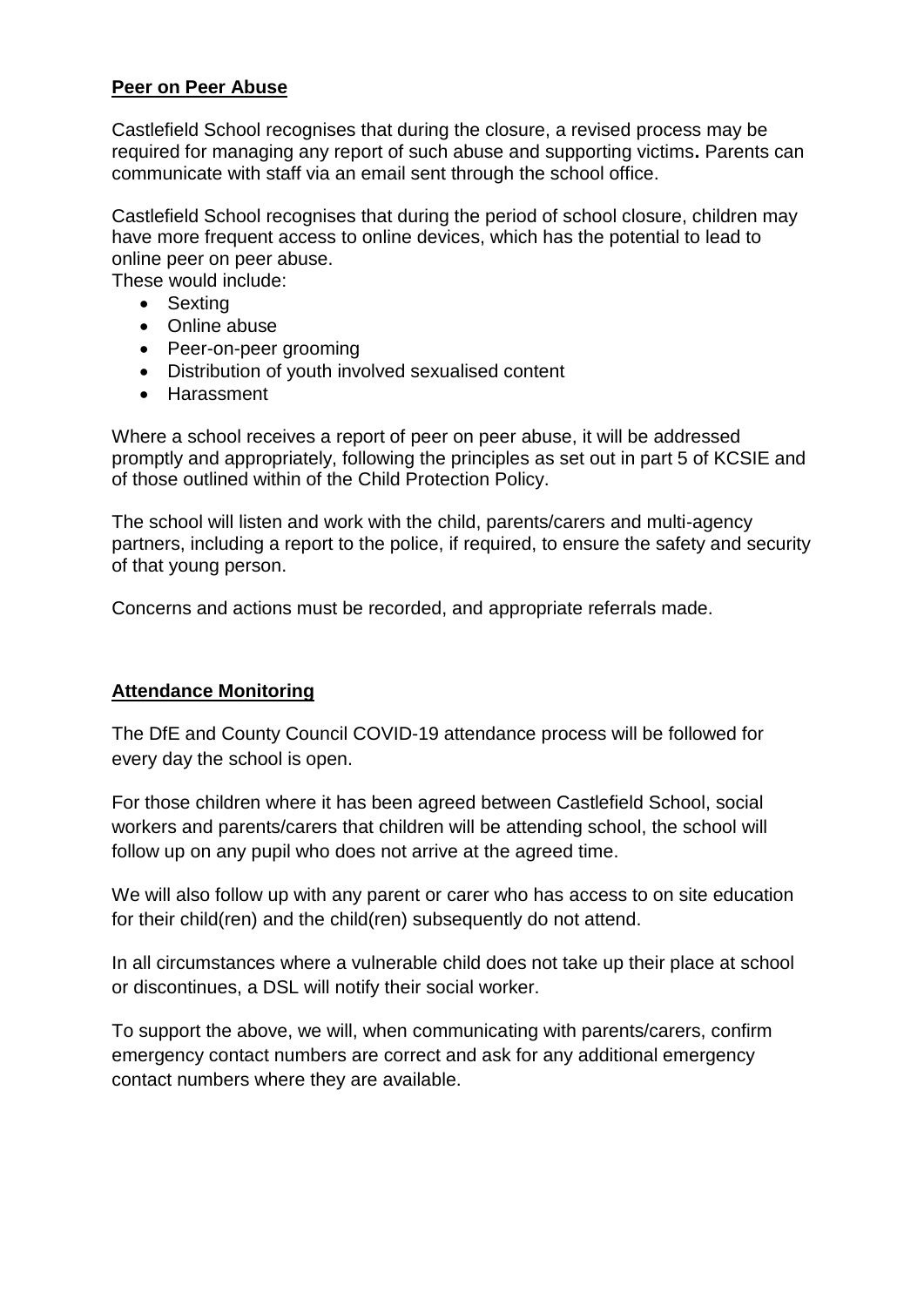**Peer on Peer Abuse**

Castlefield School recognises that during the closure, a revised process may be required for managing any report of such abuse and supporting victims**.** Parents can communicate with staff via an email sent through the school office.

Castlefield School recognises that during the period of school closure, children may have more frequent access to online devices, which has the potential to lead to online peer on peer abuse.
These would include:

- Sexting
- Online abuse
- Peer-on-peer grooming
- Distribution of youth involved sexualised content
- Harassment

Where a school receives a report of peer on peer abuse, it will be addressed promptly and appropriately, following the principles as set out in part 5 of KCSIE and of those outlined within of the Child Protection Policy.

The school will listen and work with the child, parents/carers and multi-agency partners, including a report to the police, if required, to ensure the safety and security of that young person.

Concerns and actions must be recorded, and appropriate referrals made.

**Attendance Monitoring**

The DfE and County Council COVID-19 attendance process will be followed for every day the school is open.

For those children where it has been agreed between Castlefield School, social workers and parents/carers that children will be attending school, the school will follow up on any pupil who does not arrive at the agreed time.

We will also follow up with any parent or carer who has access to on site education for their child(ren) and the child(ren) subsequently do not attend.

In all circumstances where a vulnerable child does not take up their place at school or discontinues, a DSL will notify their social worker.

To support the above, we will, when communicating with parents/carers, confirm emergency contact numbers are correct and ask for any additional emergency contact numbers where they are available.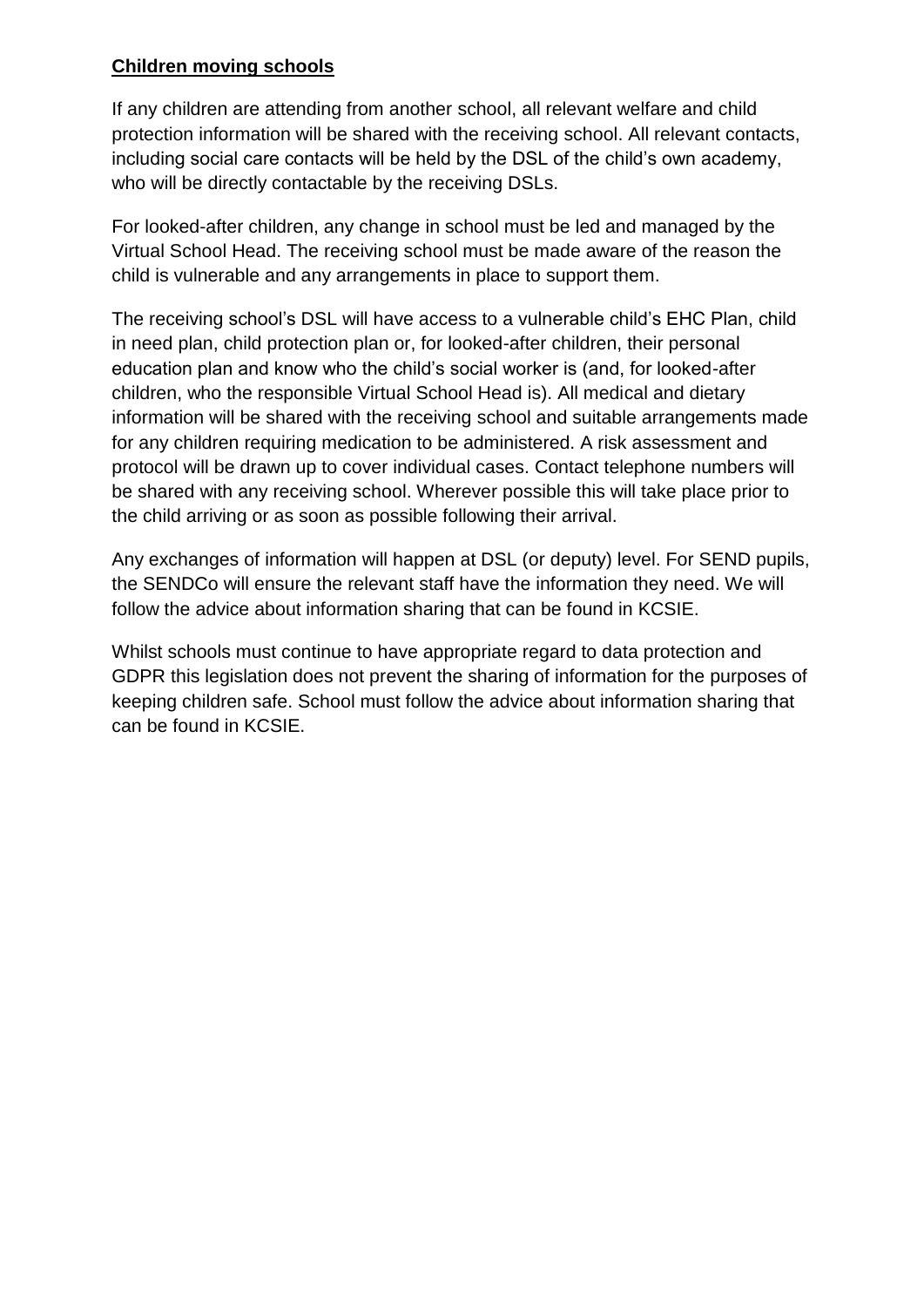**Children moving schools**

If any children are attending from another school, all relevant welfare and child protection information will be shared with the receiving school. All relevant contacts, including social care contacts will be held by the DSL of the child's own academy, who will be directly contactable by the receiving DSLs.

For looked-after children, any change in school must be led and managed by the Virtual School Head. The receiving school must be made aware of the reason the child is vulnerable and any arrangements in place to support them.

The receiving school's DSL will have access to a vulnerable child's EHC Plan, child in need plan, child protection plan or, for looked-after children, their personal education plan and know who the child's social worker is (and, for looked-after children, who the responsible Virtual School Head is). All medical and dietary information will be shared with the receiving school and suitable arrangements made for any children requiring medication to be administered. A risk assessment and protocol will be drawn up to cover individual cases. Contact telephone numbers will be shared with any receiving school. Wherever possible this will take place prior to the child arriving or as soon as possible following their arrival.

Any exchanges of information will happen at DSL (or deputy) level. For SEND pupils, the SENDCo will ensure the relevant staff have the information they need. We will follow the advice about information sharing that can be found in KCSIE.

Whilst schools must continue to have appropriate regard to data protection and GDPR this legislation does not prevent the sharing of information for the purposes of keeping children safe. School must follow the advice about information sharing that can be found in KCSIE.